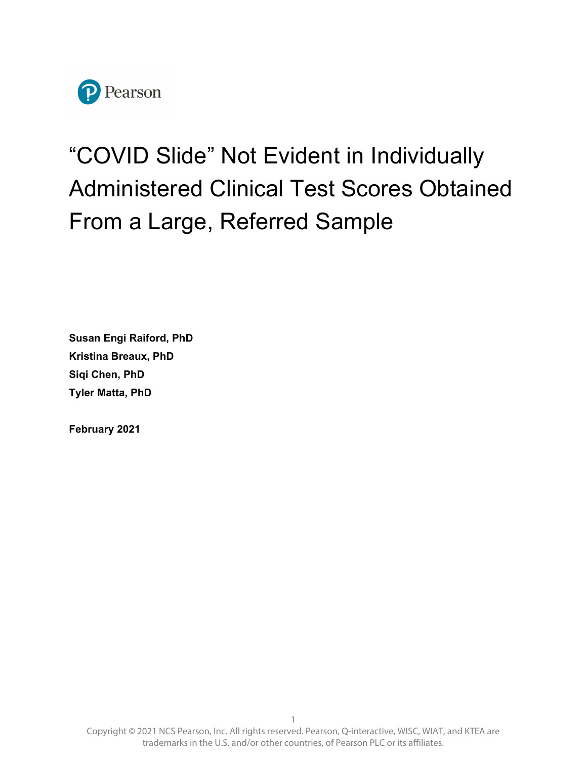Pearson

# "COVID Slide" Not Evident in Individually Administered Clinical Test Scores Obtained From a Large, Referred Sample

**Susan Engi Raiford, PhD**
**Kristina Breaux, PhD**
**Siqi Chen, PhD**
**Tyler Matta, PhD**

**February 2021**

Copyright © 2021 NCS Pearson, Inc. All rights reserved. Pearson, Q-interactive, WISC, WIAT, and KTEA are trademarks in the U.S. and/or other countries, of Pearson PLC or its affiliates.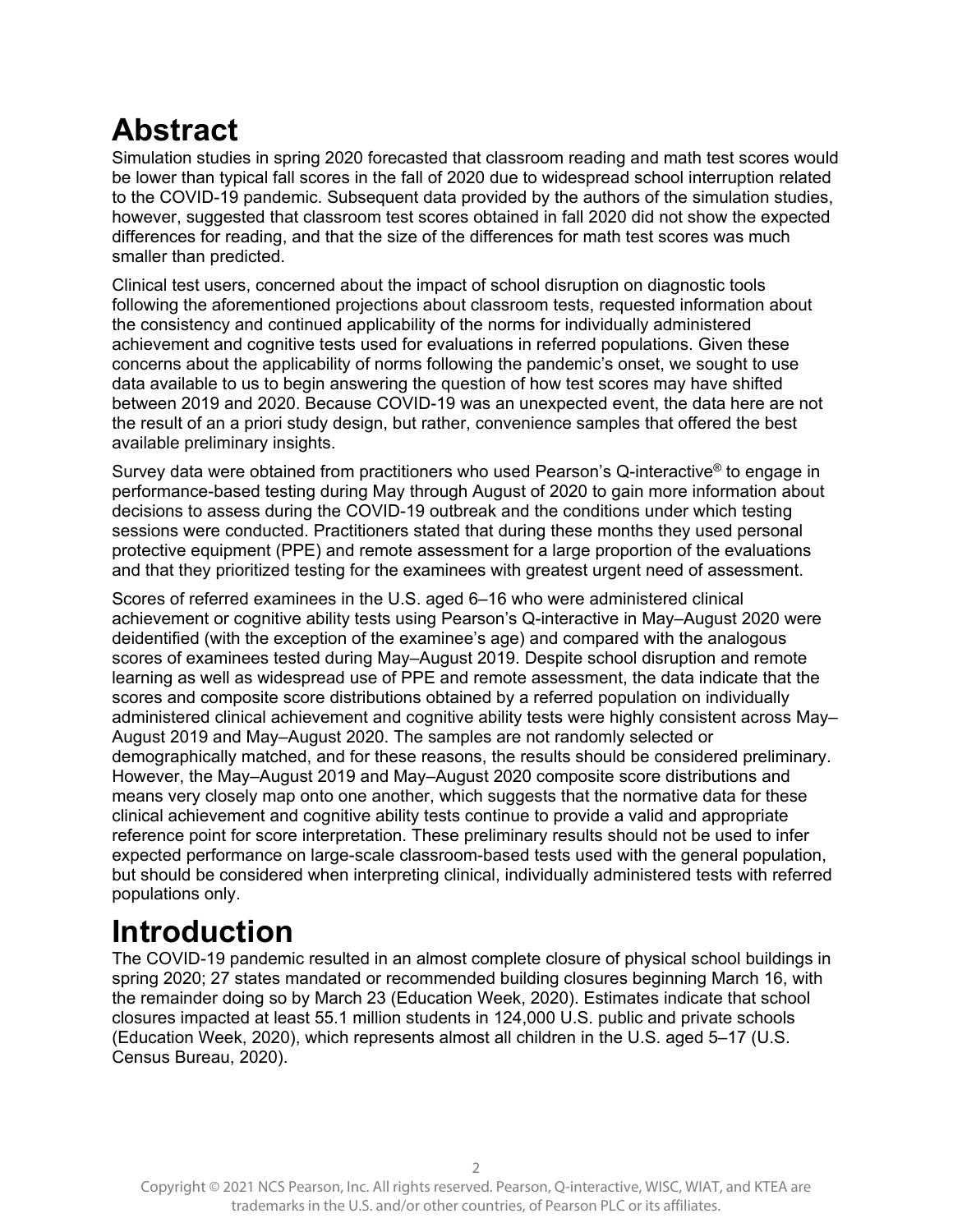# Abstract

Simulation studies in spring 2020 forecasted that classroom reading and math test scores would be lower than typical fall scores in the fall of 2020 due to widespread school interruption related to the COVID-19 pandemic. Subsequent data provided by the authors of the simulation studies, however, suggested that classroom test scores obtained in fall 2020 did not show the expected differences for reading, and that the size of the differences for math test scores was much smaller than predicted.

Clinical test users, concerned about the impact of school disruption on diagnostic tools following the aforementioned projections about classroom tests, requested information about the consistency and continued applicability of the norms for individually administered achievement and cognitive tests used for evaluations in referred populations. Given these concerns about the applicability of norms following the pandemic's onset, we sought to use data available to us to begin answering the question of how test scores may have shifted between 2019 and 2020. Because COVID-19 was an unexpected event, the data here are not the result of an a priori study design, but rather, convenience samples that offered the best available preliminary insights.

Survey data were obtained from practitioners who used Pearson's Q-interactive® to engage in performance-based testing during May through August of 2020 to gain more information about decisions to assess during the COVID-19 outbreak and the conditions under which testing sessions were conducted. Practitioners stated that during these months they used personal protective equipment (PPE) and remote assessment for a large proportion of the evaluations and that they prioritized testing for the examinees with greatest urgent need of assessment.

Scores of referred examinees in the U.S. aged 6–16 who were administered clinical achievement or cognitive ability tests using Pearson's Q-interactive in May–August 2020 were deidentified (with the exception of the examinee's age) and compared with the analogous scores of examinees tested during May–August 2019. Despite school disruption and remote learning as well as widespread use of PPE and remote assessment, the data indicate that the scores and composite score distributions obtained by a referred population on individually administered clinical achievement and cognitive ability tests were highly consistent across May–August 2019 and May–August 2020. The samples are not randomly selected or demographically matched, and for these reasons, the results should be considered preliminary. However, the May–August 2019 and May–August 2020 composite score distributions and means very closely map onto one another, which suggests that the normative data for these clinical achievement and cognitive ability tests continue to provide a valid and appropriate reference point for score interpretation. These preliminary results should not be used to infer expected performance on large-scale classroom-based tests used with the general population, but should be considered when interpreting clinical, individually administered tests with referred populations only.

# Introduction

The COVID-19 pandemic resulted in an almost complete closure of physical school buildings in spring 2020; 27 states mandated or recommended building closures beginning March 16, with the remainder doing so by March 23 (Education Week, 2020). Estimates indicate that school closures impacted at least 55.1 million students in 124,000 U.S. public and private schools (Education Week, 2020), which represents almost all children in the U.S. aged 5–17 (U.S. Census Bureau, 2020).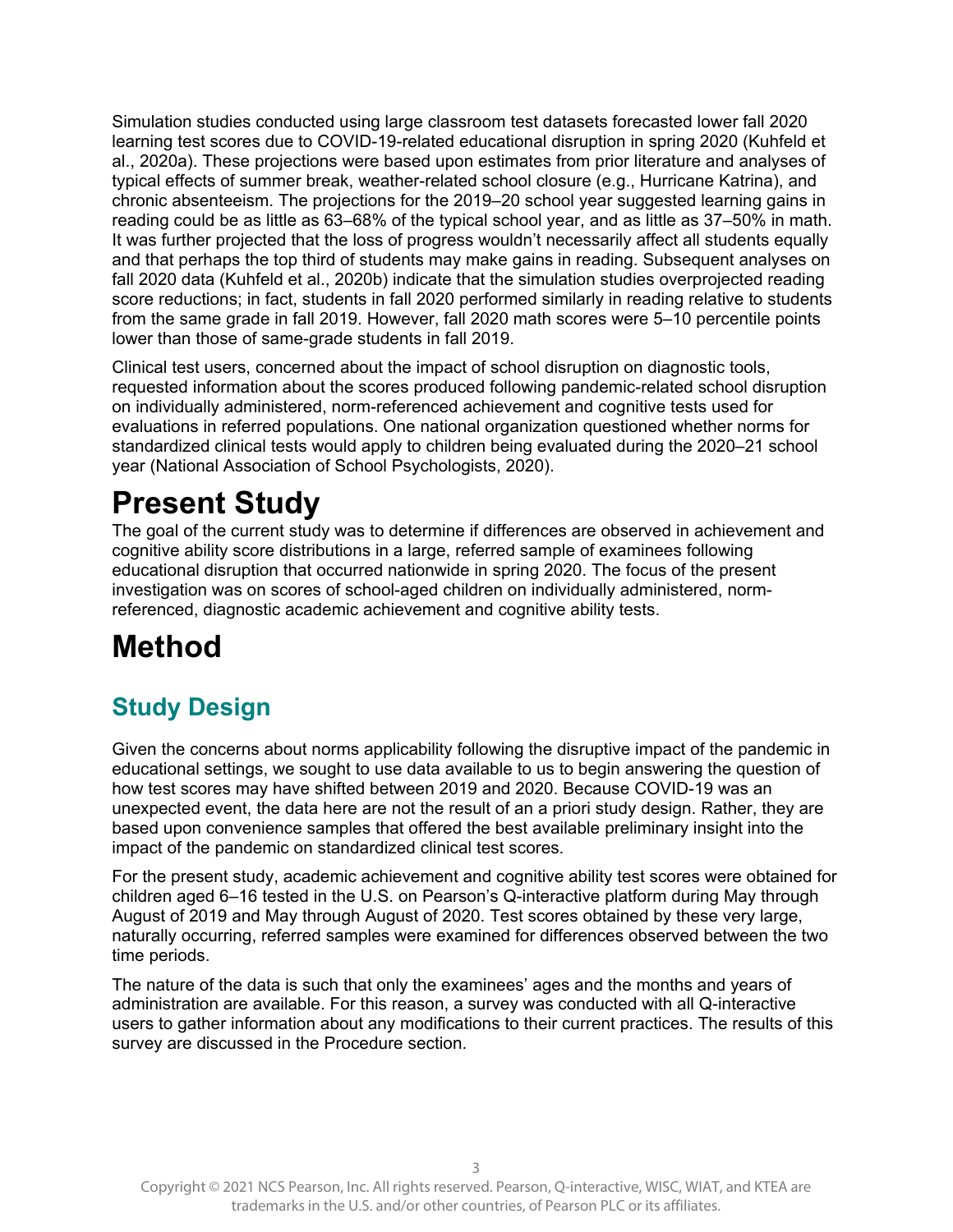Simulation studies conducted using large classroom test datasets forecasted lower fall 2020 learning test scores due to COVID-19-related educational disruption in spring 2020 (Kuhfeld et al., 2020a). These projections were based upon estimates from prior literature and analyses of typical effects of summer break, weather-related school closure (e.g., Hurricane Katrina), and chronic absenteeism. The projections for the 2019–20 school year suggested learning gains in reading could be as little as 63–68% of the typical school year, and as little as 37–50% in math. It was further projected that the loss of progress wouldn't necessarily affect all students equally and that perhaps the top third of students may make gains in reading. Subsequent analyses on fall 2020 data (Kuhfeld et al., 2020b) indicate that the simulation studies overprojected reading score reductions; in fact, students in fall 2020 performed similarly in reading relative to students from the same grade in fall 2019. However, fall 2020 math scores were 5–10 percentile points lower than those of same-grade students in fall 2019.

Clinical test users, concerned about the impact of school disruption on diagnostic tools, requested information about the scores produced following pandemic-related school disruption on individually administered, norm-referenced achievement and cognitive tests used for evaluations in referred populations. One national organization questioned whether norms for standardized clinical tests would apply to children being evaluated during the 2020–21 school year (National Association of School Psychologists, 2020).

# Present Study

The goal of the current study was to determine if differences are observed in achievement and cognitive ability score distributions in a large, referred sample of examinees following educational disruption that occurred nationwide in spring 2020. The focus of the present investigation was on scores of school-aged children on individually administered, norm-referenced, diagnostic academic achievement and cognitive ability tests.

# Method

## Study Design

Given the concerns about norms applicability following the disruptive impact of the pandemic in educational settings, we sought to use data available to us to begin answering the question of how test scores may have shifted between 2019 and 2020. Because COVID-19 was an unexpected event, the data here are not the result of an a priori study design. Rather, they are based upon convenience samples that offered the best available preliminary insight into the impact of the pandemic on standardized clinical test scores.

For the present study, academic achievement and cognitive ability test scores were obtained for children aged 6–16 tested in the U.S. on Pearson's Q-interactive platform during May through August of 2019 and May through August of 2020. Test scores obtained by these very large, naturally occurring, referred samples were examined for differences observed between the two time periods.

The nature of the data is such that only the examinees' ages and the months and years of administration are available. For this reason, a survey was conducted with all Q-interactive users to gather information about any modifications to their current practices. The results of this survey are discussed in the Procedure section.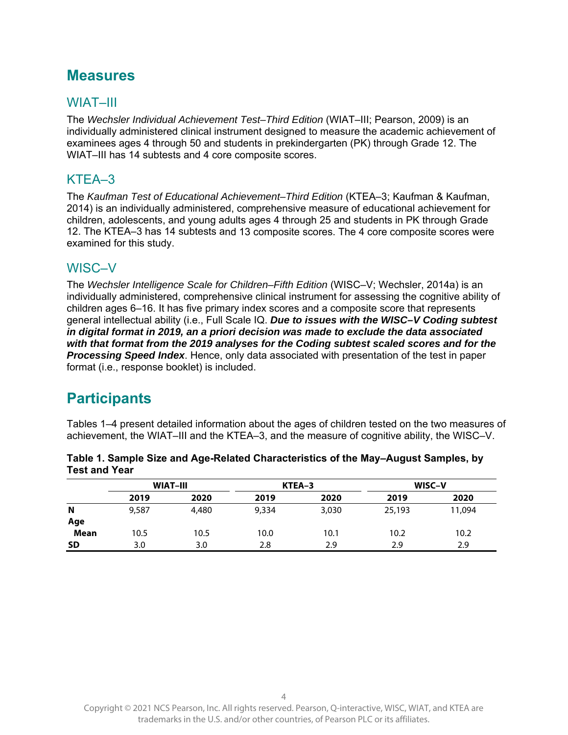# Measures

## WIAT–III

The *Wechsler Individual Achievement Test–Third Edition* (WIAT–III; Pearson, 2009) is an individually administered clinical instrument designed to measure the academic achievement of examinees ages 4 through 50 and students in prekindergarten (PK) through Grade 12. The WIAT–III has 14 subtests and 4 core composite scores.

## KTEA–3

The *Kaufman Test of Educational Achievement–Third Edition* (KTEA–3; Kaufman & Kaufman, 2014) is an individually administered, comprehensive measure of educational achievement for children, adolescents, and young adults ages 4 through 25 and students in PK through Grade 12. The KTEA–3 has 14 subtests and 13 composite scores. The 4 core composite scores were examined for this study.

## WISC–V

The *Wechsler Intelligence Scale for Children–Fifth Edition* (WISC–V; Wechsler, 2014a) is an individually administered, comprehensive clinical instrument for assessing the cognitive ability of children ages 6–16. It has five primary index scores and a composite score that represents general intellectual ability (i.e., Full Scale IQ. ***Due to issues with the WISC–V Coding subtest in digital format in 2019, an a priori decision was made to exclude the data associated with that format from the 2019 analyses for the Coding subtest scaled scores and for the Processing Speed Index***. Hence, only data associated with presentation of the test in paper format (i.e., response booklet) is included.

# Participants

Tables 1–4 present detailed information about the ages of children tested on the two measures of achievement, the WIAT–III and the KTEA–3, and the measure of cognitive ability, the WISC–V.

**Table 1. Sample Size and Age-Related Characteristics of the May–August Samples, by Test and Year**

| | WIAT–III | | KTEA–3 | | WISC–V | |
|---|---|---|---|---|---|---|
| | **2019** | **2020** | **2019** | **2020** | **2019** | **2020** |
| **N** | 9,587 | 4,480 | 9,334 | 3,030 | 25,193 | 11,094 |
| **Age** | | | | | | |
| **Mean** | 10.5 | 10.5 | 10.0 | 10.1 | 10.2 | 10.2 |
| **SD** | 3.0 | 3.0 | 2.8 | 2.9 | 2.9 | 2.9 |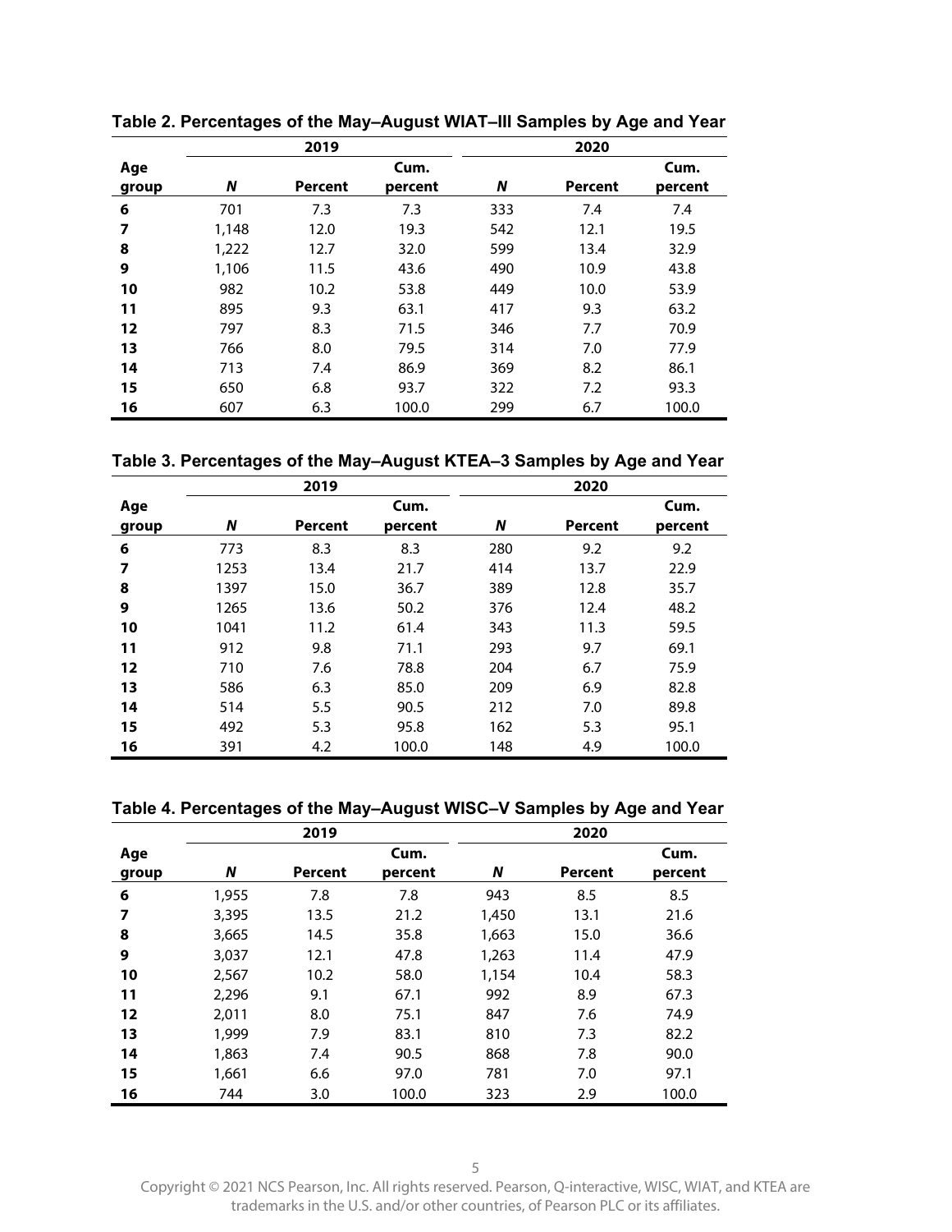**Table 2. Percentages of the May–August WIAT–III Samples by Age and Year**

| Age group | 2019 | | | 2020 | | |
|---|---|---|---|---|---|---|
| | *N* | Percent | Cum. percent | *N* | Percent | Cum. percent |
| **6** | 701 | 7.3 | 7.3 | 333 | 7.4 | 7.4 |
| **7** | 1,148 | 12.0 | 19.3 | 542 | 12.1 | 19.5 |
| **8** | 1,222 | 12.7 | 32.0 | 599 | 13.4 | 32.9 |
| **9** | 1,106 | 11.5 | 43.6 | 490 | 10.9 | 43.8 |
| **10** | 982 | 10.2 | 53.8 | 449 | 10.0 | 53.9 |
| **11** | 895 | 9.3 | 63.1 | 417 | 9.3 | 63.2 |
| **12** | 797 | 8.3 | 71.5 | 346 | 7.7 | 70.9 |
| **13** | 766 | 8.0 | 79.5 | 314 | 7.0 | 77.9 |
| **14** | 713 | 7.4 | 86.9 | 369 | 8.2 | 86.1 |
| **15** | 650 | 6.8 | 93.7 | 322 | 7.2 | 93.3 |
| **16** | 607 | 6.3 | 100.0 | 299 | 6.7 | 100.0 |

**Table 3. Percentages of the May–August KTEA–3 Samples by Age and Year**

| Age group | 2019 | | | 2020 | | |
|---|---|---|---|---|---|---|
| | *N* | Percent | Cum. percent | *N* | Percent | Cum. percent |
| **6** | 773 | 8.3 | 8.3 | 280 | 9.2 | 9.2 |
| **7** | 1253 | 13.4 | 21.7 | 414 | 13.7 | 22.9 |
| **8** | 1397 | 15.0 | 36.7 | 389 | 12.8 | 35.7 |
| **9** | 1265 | 13.6 | 50.2 | 376 | 12.4 | 48.2 |
| **10** | 1041 | 11.2 | 61.4 | 343 | 11.3 | 59.5 |
| **11** | 912 | 9.8 | 71.1 | 293 | 9.7 | 69.1 |
| **12** | 710 | 7.6 | 78.8 | 204 | 6.7 | 75.9 |
| **13** | 586 | 6.3 | 85.0 | 209 | 6.9 | 82.8 |
| **14** | 514 | 5.5 | 90.5 | 212 | 7.0 | 89.8 |
| **15** | 492 | 5.3 | 95.8 | 162 | 5.3 | 95.1 |
| **16** | 391 | 4.2 | 100.0 | 148 | 4.9 | 100.0 |

**Table 4. Percentages of the May–August WISC–V Samples by Age and Year**

| Age group | 2019 | | | 2020 | | |
|---|---|---|---|---|---|---|
| | *N* | Percent | Cum. percent | *N* | Percent | Cum. percent |
| **6** | 1,955 | 7.8 | 7.8 | 943 | 8.5 | 8.5 |
| **7** | 3,395 | 13.5 | 21.2 | 1,450 | 13.1 | 21.6 |
| **8** | 3,665 | 14.5 | 35.8 | 1,663 | 15.0 | 36.6 |
| **9** | 3,037 | 12.1 | 47.8 | 1,263 | 11.4 | 47.9 |
| **10** | 2,567 | 10.2 | 58.0 | 1,154 | 10.4 | 58.3 |
| **11** | 2,296 | 9.1 | 67.1 | 992 | 8.9 | 67.3 |
| **12** | 2,011 | 8.0 | 75.1 | 847 | 7.6 | 74.9 |
| **13** | 1,999 | 7.9 | 83.1 | 810 | 7.3 | 82.2 |
| **14** | 1,863 | 7.4 | 90.5 | 868 | 7.8 | 90.0 |
| **15** | 1,661 | 6.6 | 97.0 | 781 | 7.0 | 97.1 |
| **16** | 744 | 3.0 | 100.0 | 323 | 2.9 | 100.0 |

Copyright © 2021 NCS Pearson, Inc. All rights reserved. Pearson, Q-interactive, WISC, WIAT, and KTEA are trademarks in the U.S. and/or other countries, of Pearson PLC or its affiliates.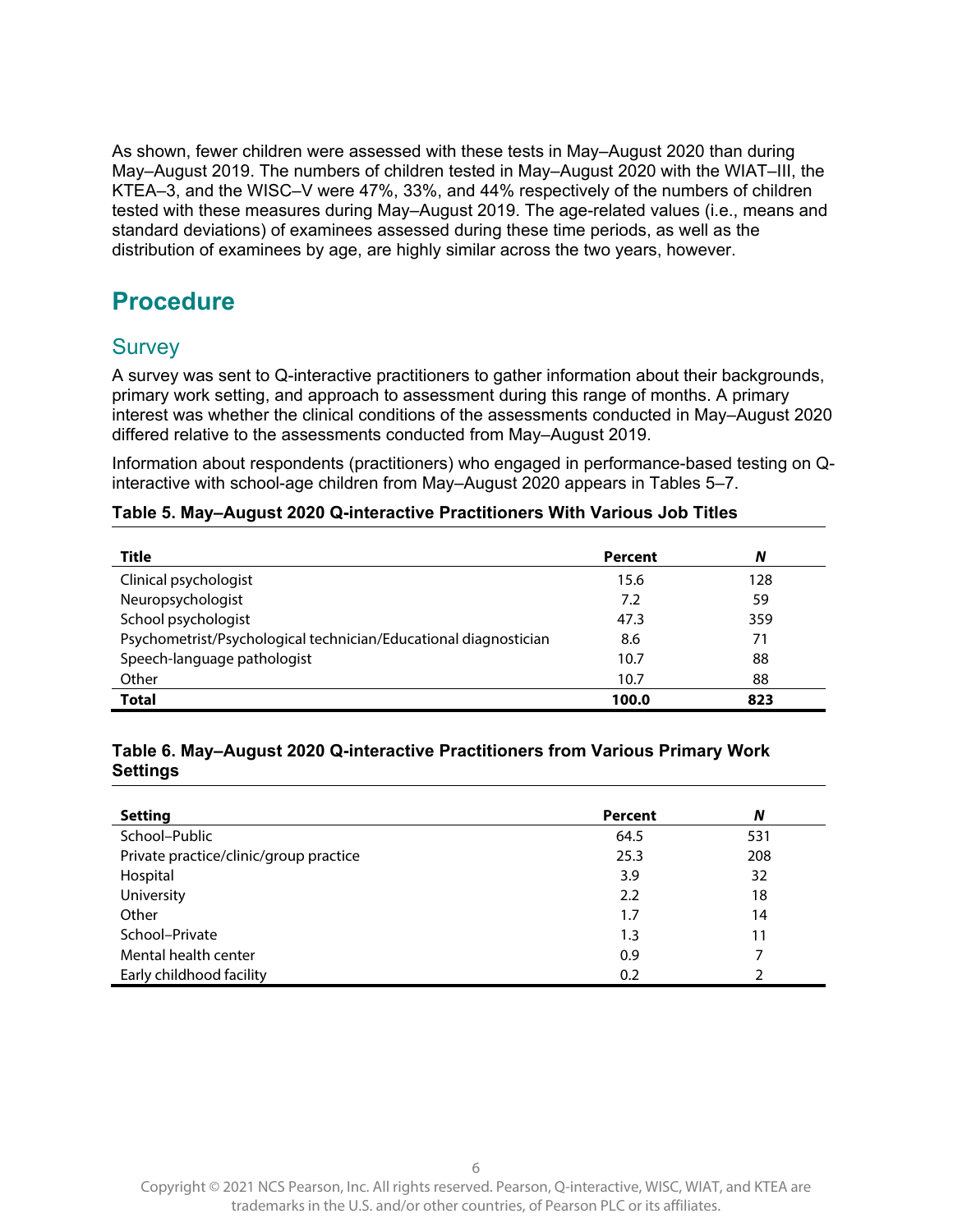As shown, fewer children were assessed with these tests in May–August 2020 than during May–August 2019. The numbers of children tested in May–August 2020 with the WIAT–III, the KTEA–3, and the WISC–V were 47%, 33%, and 44% respectively of the numbers of children tested with these measures during May–August 2019. The age-related values (i.e., means and standard deviations) of examinees assessed during these time periods, as well as the distribution of examinees by age, are highly similar across the two years, however.

## Procedure

### Survey

A survey was sent to Q-interactive practitioners to gather information about their backgrounds, primary work setting, and approach to assessment during this range of months. A primary interest was whether the clinical conditions of the assessments conducted in May–August 2020 differed relative to the assessments conducted from May–August 2019.

Information about respondents (practitioners) who engaged in performance-based testing on Q-interactive with school-age children from May–August 2020 appears in Tables 5–7.

**Table 5. May–August 2020 Q-interactive Practitioners With Various Job Titles**

| Title | Percent | *N* |
|---|---|---|
| Clinical psychologist | 15.6 | 128 |
| Neuropsychologist | 7.2 | 59 |
| School psychologist | 47.3 | 359 |
| Psychometrist/Psychological technician/Educational diagnostician | 8.6 | 71 |
| Speech-language pathologist | 10.7 | 88 |
| Other | 10.7 | 88 |
| **Total** | **100.0** | **823** |

**Table 6. May–August 2020 Q-interactive Practitioners from Various Primary Work Settings**

| Setting | Percent | *N* |
|---|---|---|
| School–Public | 64.5 | 531 |
| Private practice/clinic/group practice | 25.3 | 208 |
| Hospital | 3.9 | 32 |
| University | 2.2 | 18 |
| Other | 1.7 | 14 |
| School–Private | 1.3 | 11 |
| Mental health center | 0.9 | 7 |
| Early childhood facility | 0.2 | 2 |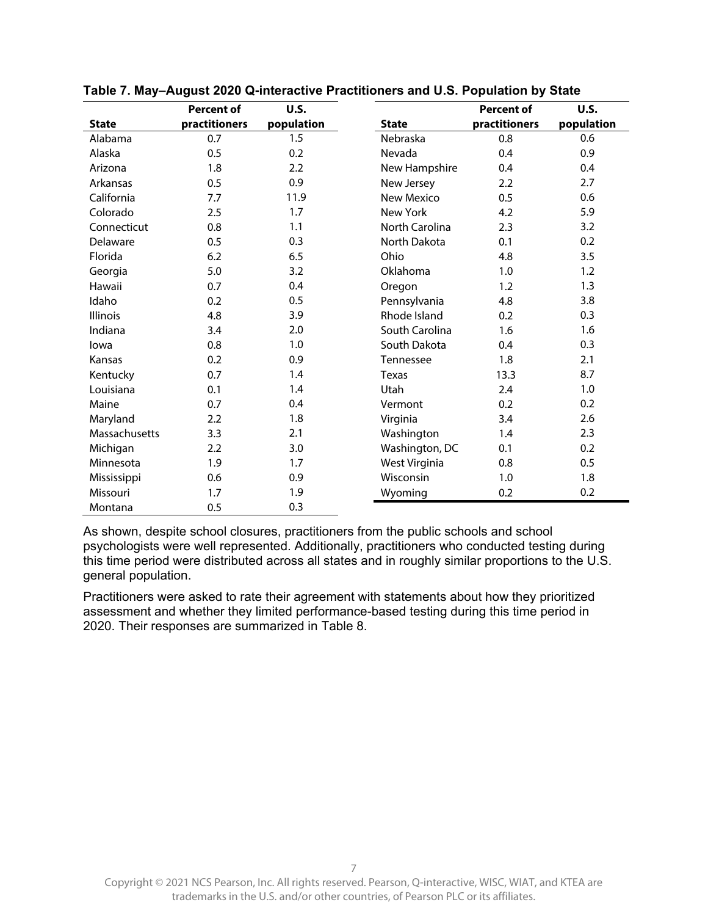**Table 7. May–August 2020 Q-interactive Practitioners and U.S. Population by State**

| State | Percent of practitioners | U.S. population |
|---|---|---|
| Alabama | 0.7 | 1.5 |
| Alaska | 0.5 | 0.2 |
| Arizona | 1.8 | 2.2 |
| Arkansas | 0.5 | 0.9 |
| California | 7.7 | 11.9 |
| Colorado | 2.5 | 1.7 |
| Connecticut | 0.8 | 1.1 |
| Delaware | 0.5 | 0.3 |
| Florida | 6.2 | 6.5 |
| Georgia | 5.0 | 3.2 |
| Hawaii | 0.7 | 0.4 |
| Idaho | 0.2 | 0.5 |
| Illinois | 4.8 | 3.9 |
| Indiana | 3.4 | 2.0 |
| Iowa | 0.8 | 1.0 |
| Kansas | 0.2 | 0.9 |
| Kentucky | 0.7 | 1.4 |
| Louisiana | 0.1 | 1.4 |
| Maine | 0.7 | 0.4 |
| Maryland | 2.2 | 1.8 |
| Massachusetts | 3.3 | 2.1 |
| Michigan | 2.2 | 3.0 |
| Minnesota | 1.9 | 1.7 |
| Mississippi | 0.6 | 0.9 |
| Missouri | 1.7 | 1.9 |
| Montana | 0.5 | 0.3 |
| Nebraska | 0.8 | 0.6 |
| Nevada | 0.4 | 0.9 |
| New Hampshire | 0.4 | 0.4 |
| New Jersey | 2.2 | 2.7 |
| New Mexico | 0.5 | 0.6 |
| New York | 4.2 | 5.9 |
| North Carolina | 2.3 | 3.2 |
| North Dakota | 0.1 | 0.2 |
| Ohio | 4.8 | 3.5 |
| Oklahoma | 1.0 | 1.2 |
| Oregon | 1.2 | 1.3 |
| Pennsylvania | 4.8 | 3.8 |
| Rhode Island | 0.2 | 0.3 |
| South Carolina | 1.6 | 1.6 |
| South Dakota | 0.4 | 0.3 |
| Tennessee | 1.8 | 2.1 |
| Texas | 13.3 | 8.7 |
| Utah | 2.4 | 1.0 |
| Vermont | 0.2 | 0.2 |
| Virginia | 3.4 | 2.6 |
| Washington | 1.4 | 2.3 |
| Washington, DC | 0.1 | 0.2 |
| West Virginia | 0.8 | 0.5 |
| Wisconsin | 1.0 | 1.8 |
| Wyoming | 0.2 | 0.2 |

As shown, despite school closures, practitioners from the public schools and school psychologists were well represented. Additionally, practitioners who conducted testing during this time period were distributed across all states and in roughly similar proportions to the U.S. general population.

Practitioners were asked to rate their agreement with statements about how they prioritized assessment and whether they limited performance-based testing during this time period in 2020. Their responses are summarized in Table 8.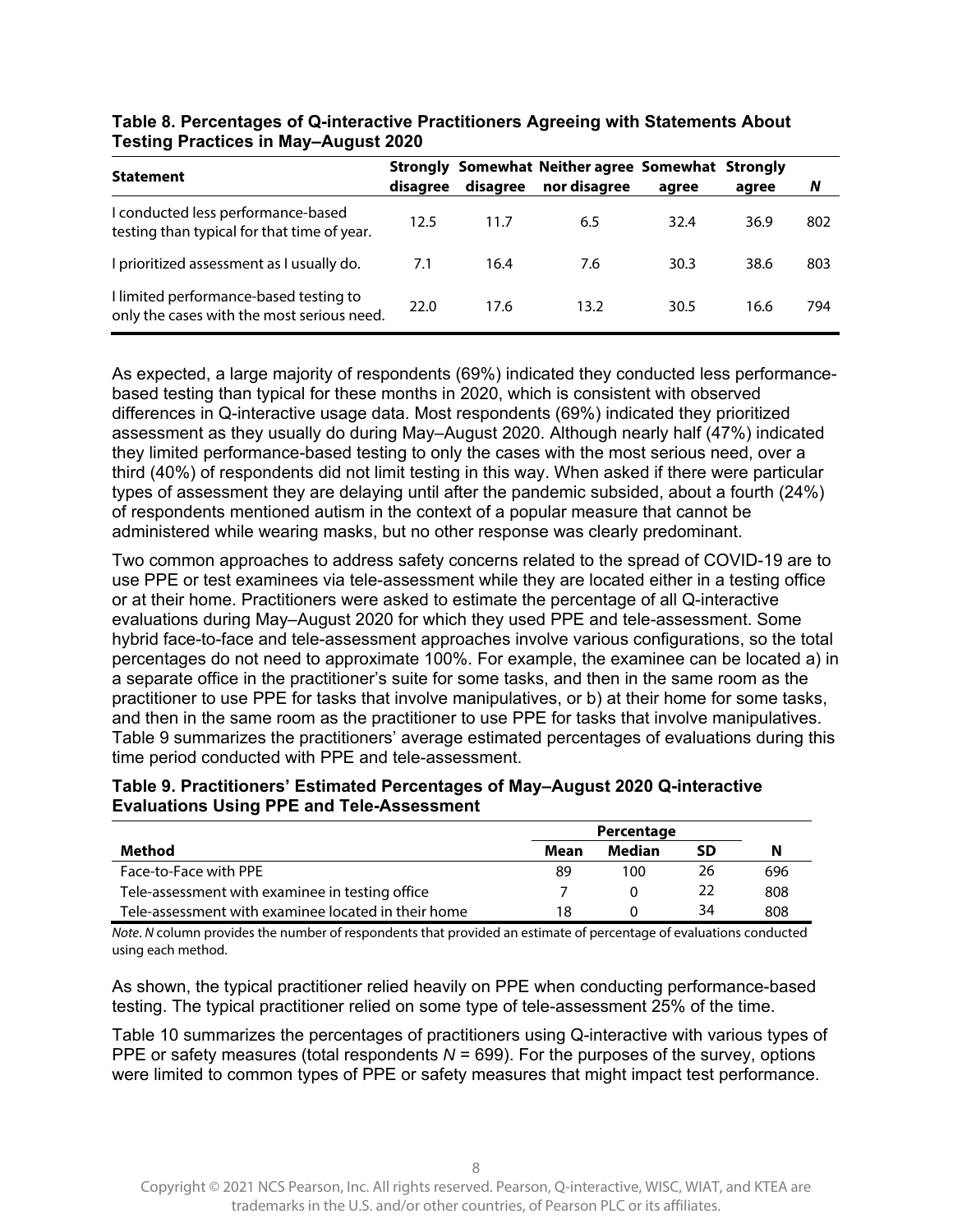**Table 8. Percentages of Q-interactive Practitioners Agreeing with Statements About Testing Practices in May–August 2020**

| Statement | Strongly disagree | Somewhat disagree | Neither agree nor disagree | Somewhat agree | Strongly agree | *N* |
|---|---|---|---|---|---|---|
| I conducted less performance-based testing than typical for that time of year. | 12.5 | 11.7 | 6.5 | 32.4 | 36.9 | 802 |
| I prioritized assessment as I usually do. | 7.1 | 16.4 | 7.6 | 30.3 | 38.6 | 803 |
| I limited performance-based testing to only the cases with the most serious need. | 22.0 | 17.6 | 13.2 | 30.5 | 16.6 | 794 |

As expected, a large majority of respondents (69%) indicated they conducted less performance-based testing than typical for these months in 2020, which is consistent with observed differences in Q-interactive usage data. Most respondents (69%) indicated they prioritized assessment as they usually do during May–August 2020. Although nearly half (47%) indicated they limited performance-based testing to only the cases with the most serious need, over a third (40%) of respondents did not limit testing in this way. When asked if there were particular types of assessment they are delaying until after the pandemic subsided, about a fourth (24%) of respondents mentioned autism in the context of a popular measure that cannot be administered while wearing masks, but no other response was clearly predominant.

Two common approaches to address safety concerns related to the spread of COVID-19 are to use PPE or test examinees via tele-assessment while they are located either in a testing office or at their home. Practitioners were asked to estimate the percentage of all Q-interactive evaluations during May–August 2020 for which they used PPE and tele-assessment. Some hybrid face-to-face and tele-assessment approaches involve various configurations, so the total percentages do not need to approximate 100%. For example, the examinee can be located a) in a separate office in the practitioner's suite for some tasks, and then in the same room as the practitioner to use PPE for tasks that involve manipulatives, or b) at their home for some tasks, and then in the same room as the practitioner to use PPE for tasks that involve manipulatives. Table 9 summarizes the practitioners' average estimated percentages of evaluations during this time period conducted with PPE and tele-assessment.

**Table 9. Practitioners' Estimated Percentages of May–August 2020 Q-interactive Evaluations Using PPE and Tele-Assessment**

| | Percentage | | | |
|---|---|---|---|---|
| **Method** | **Mean** | **Median** | **SD** | **N** |
| Face-to-Face with PPE | 89 | 100 | 26 | 696 |
| Tele-assessment with examinee in testing office | 7 | 0 | 22 | 808 |
| Tele-assessment with examinee located in their home | 18 | 0 | 34 | 808 |

*Note. N* column provides the number of respondents that provided an estimate of percentage of evaluations conducted using each method.

As shown, the typical practitioner relied heavily on PPE when conducting performance-based testing. The typical practitioner relied on some type of tele-assessment 25% of the time.

Table 10 summarizes the percentages of practitioners using Q-interactive with various types of PPE or safety measures (total respondents *N* = 699). For the purposes of the survey, options were limited to common types of PPE or safety measures that might impact test performance.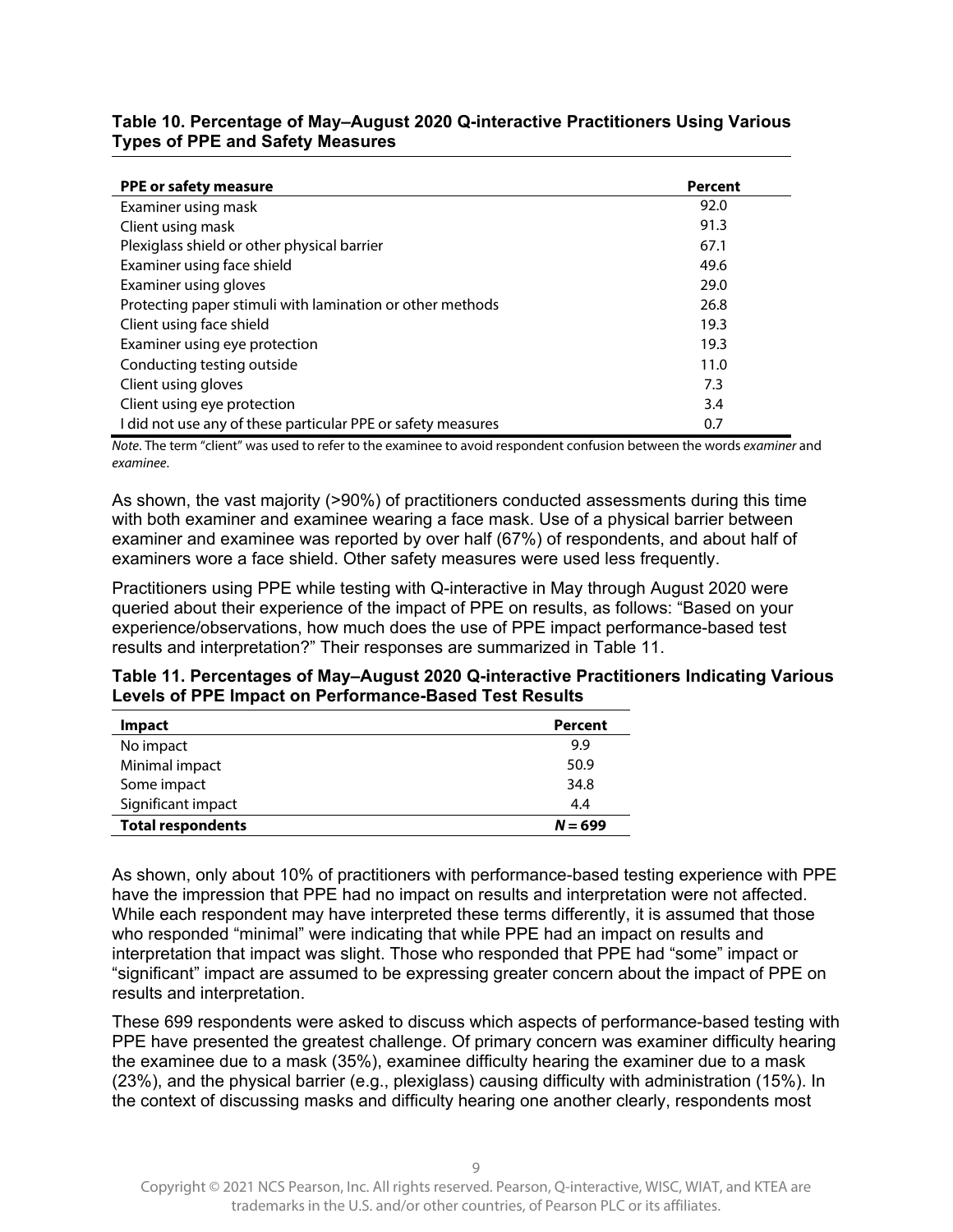**Table 10. Percentage of May–August 2020 Q-interactive Practitioners Using Various Types of PPE and Safety Measures**

| PPE or safety measure | Percent |
|---|---|
| Examiner using mask | 92.0 |
| Client using mask | 91.3 |
| Plexiglass shield or other physical barrier | 67.1 |
| Examiner using face shield | 49.6 |
| Examiner using gloves | 29.0 |
| Protecting paper stimuli with lamination or other methods | 26.8 |
| Client using face shield | 19.3 |
| Examiner using eye protection | 19.3 |
| Conducting testing outside | 11.0 |
| Client using gloves | 7.3 |
| Client using eye protection | 3.4 |
| I did not use any of these particular PPE or safety measures | 0.7 |

*Note*. The term "client" was used to refer to the examinee to avoid respondent confusion between the words *examiner* and *examinee*.

As shown, the vast majority (>90%) of practitioners conducted assessments during this time with both examiner and examinee wearing a face mask. Use of a physical barrier between examiner and examinee was reported by over half (67%) of respondents, and about half of examiners wore a face shield. Other safety measures were used less frequently.

Practitioners using PPE while testing with Q-interactive in May through August 2020 were queried about their experience of the impact of PPE on results, as follows: "Based on your experience/observations, how much does the use of PPE impact performance-based test results and interpretation?" Their responses are summarized in Table 11.

**Table 11. Percentages of May–August 2020 Q-interactive Practitioners Indicating Various Levels of PPE Impact on Performance-Based Test Results**

| Impact | Percent |
|---|---|
| No impact | 9.9 |
| Minimal impact | 50.9 |
| Some impact | 34.8 |
| Significant impact | 4.4 |
| **Total respondents** | ***N* = 699** |

As shown, only about 10% of practitioners with performance-based testing experience with PPE have the impression that PPE had no impact on results and interpretation were not affected. While each respondent may have interpreted these terms differently, it is assumed that those who responded "minimal" were indicating that while PPE had an impact on results and interpretation that impact was slight. Those who responded that PPE had "some" impact or "significant" impact are assumed to be expressing greater concern about the impact of PPE on results and interpretation.

These 699 respondents were asked to discuss which aspects of performance-based testing with PPE have presented the greatest challenge. Of primary concern was examiner difficulty hearing the examinee due to a mask (35%), examinee difficulty hearing the examiner due to a mask (23%), and the physical barrier (e.g., plexiglass) causing difficulty with administration (15%). In the context of discussing masks and difficulty hearing one another clearly, respondents most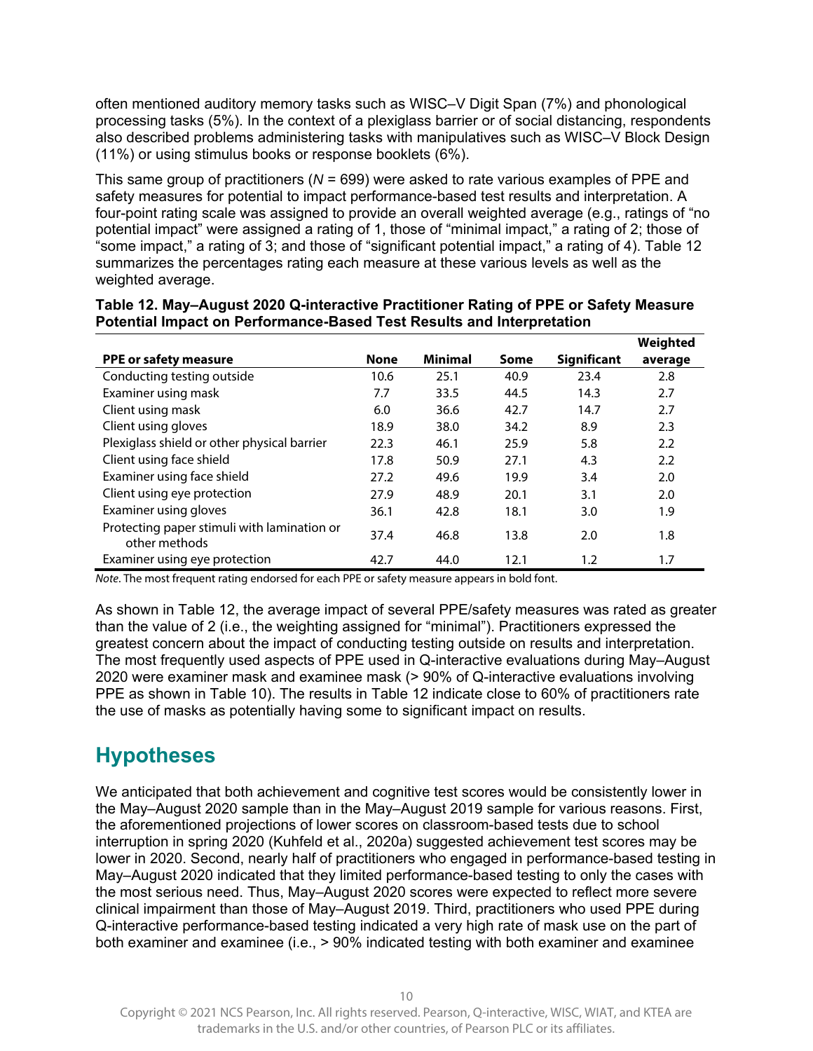often mentioned auditory memory tasks such as WISC–V Digit Span (7%) and phonological processing tasks (5%). In the context of a plexiglass barrier or of social distancing, respondents also described problems administering tasks with manipulatives such as WISC–V Block Design (11%) or using stimulus books or response booklets (6%).

This same group of practitioners (*N* = 699) were asked to rate various examples of PPE and safety measures for potential to impact performance-based test results and interpretation. A four-point rating scale was assigned to provide an overall weighted average (e.g., ratings of "no potential impact" were assigned a rating of 1, those of "minimal impact," a rating of 2; those of "some impact," a rating of 3; and those of "significant potential impact," a rating of 4). Table 12 summarizes the percentages rating each measure at these various levels as well as the weighted average.

**Table 12. May–August 2020 Q-interactive Practitioner Rating of PPE or Safety Measure Potential Impact on Performance-Based Test Results and Interpretation**

| PPE or safety measure | None | Minimal | Some | Significant | Weighted average |
|---|---|---|---|---|---|
| Conducting testing outside | 10.6 | 25.1 | 40.9 | 23.4 | 2.8 |
| Examiner using mask | 7.7 | 33.5 | 44.5 | 14.3 | 2.7 |
| Client using mask | 6.0 | 36.6 | 42.7 | 14.7 | 2.7 |
| Client using gloves | 18.9 | 38.0 | 34.2 | 8.9 | 2.3 |
| Plexiglass shield or other physical barrier | 22.3 | 46.1 | 25.9 | 5.8 | 2.2 |
| Client using face shield | 17.8 | 50.9 | 27.1 | 4.3 | 2.2 |
| Examiner using face shield | 27.2 | 49.6 | 19.9 | 3.4 | 2.0 |
| Client using eye protection | 27.9 | 48.9 | 20.1 | 3.1 | 2.0 |
| Examiner using gloves | 36.1 | 42.8 | 18.1 | 3.0 | 1.9 |
| Protecting paper stimuli with lamination or other methods | 37.4 | 46.8 | 13.8 | 2.0 | 1.8 |
| Examiner using eye protection | 42.7 | 44.0 | 12.1 | 1.2 | 1.7 |

*Note*. The most frequent rating endorsed for each PPE or safety measure appears in bold font.

As shown in Table 12, the average impact of several PPE/safety measures was rated as greater than the value of 2 (i.e., the weighting assigned for "minimal"). Practitioners expressed the greatest concern about the impact of conducting testing outside on results and interpretation. The most frequently used aspects of PPE used in Q-interactive evaluations during May–August 2020 were examiner mask and examinee mask (> 90% of Q-interactive evaluations involving PPE as shown in Table 10). The results in Table 12 indicate close to 60% of practitioners rate the use of masks as potentially having some to significant impact on results.

## Hypotheses

We anticipated that both achievement and cognitive test scores would be consistently lower in the May–August 2020 sample than in the May–August 2019 sample for various reasons. First, the aforementioned projections of lower scores on classroom-based tests due to school interruption in spring 2020 (Kuhfeld et al., 2020a) suggested achievement test scores may be lower in 2020. Second, nearly half of practitioners who engaged in performance-based testing in May–August 2020 indicated that they limited performance-based testing to only the cases with the most serious need. Thus, May–August 2020 scores were expected to reflect more severe clinical impairment than those of May–August 2019. Third, practitioners who used PPE during Q-interactive performance-based testing indicated a very high rate of mask use on the part of both examiner and examinee (i.e., > 90% indicated testing with both examiner and examinee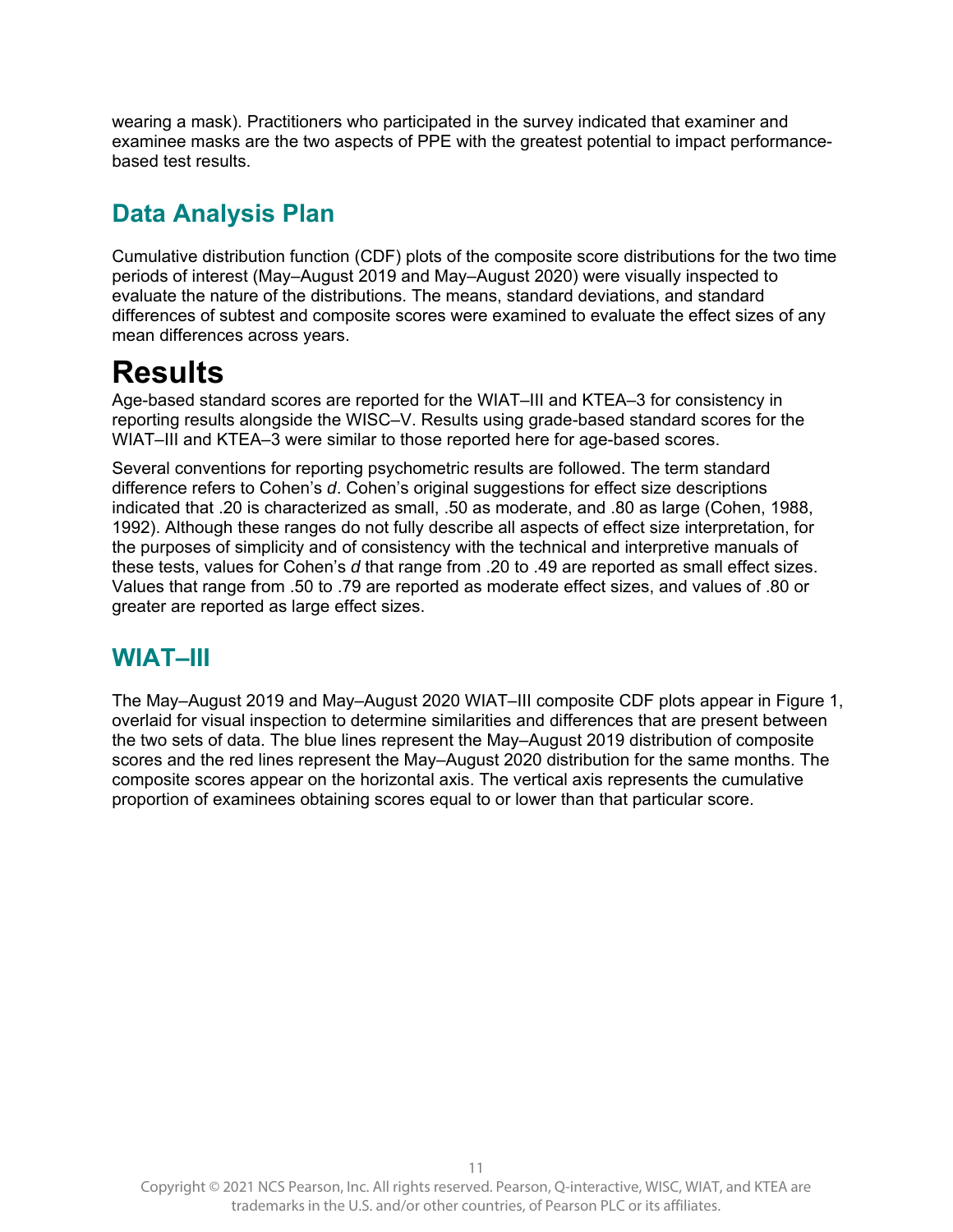wearing a mask). Practitioners who participated in the survey indicated that examiner and examinee masks are the two aspects of PPE with the greatest potential to impact performance-based test results.

## Data Analysis Plan

Cumulative distribution function (CDF) plots of the composite score distributions for the two time periods of interest (May–August 2019 and May–August 2020) were visually inspected to evaluate the nature of the distributions. The means, standard deviations, and standard differences of subtest and composite scores were examined to evaluate the effect sizes of any mean differences across years.

# Results

Age-based standard scores are reported for the WIAT–III and KTEA–3 for consistency in reporting results alongside the WISC–V. Results using grade-based standard scores for the WIAT–III and KTEA–3 were similar to those reported here for age-based scores.

Several conventions for reporting psychometric results are followed. The term standard difference refers to Cohen's *d*. Cohen's original suggestions for effect size descriptions indicated that .20 is characterized as small, .50 as moderate, and .80 as large (Cohen, 1988, 1992). Although these ranges do not fully describe all aspects of effect size interpretation, for the purposes of simplicity and of consistency with the technical and interpretive manuals of these tests, values for Cohen's *d* that range from .20 to .49 are reported as small effect sizes. Values that range from .50 to .79 are reported as moderate effect sizes, and values of .80 or greater are reported as large effect sizes.

## WIAT–III

The May–August 2019 and May–August 2020 WIAT–III composite CDF plots appear in Figure 1, overlaid for visual inspection to determine similarities and differences that are present between the two sets of data. The blue lines represent the May–August 2019 distribution of composite scores and the red lines represent the May–August 2020 distribution for the same months. The composite scores appear on the horizontal axis. The vertical axis represents the cumulative proportion of examinees obtaining scores equal to or lower than that particular score.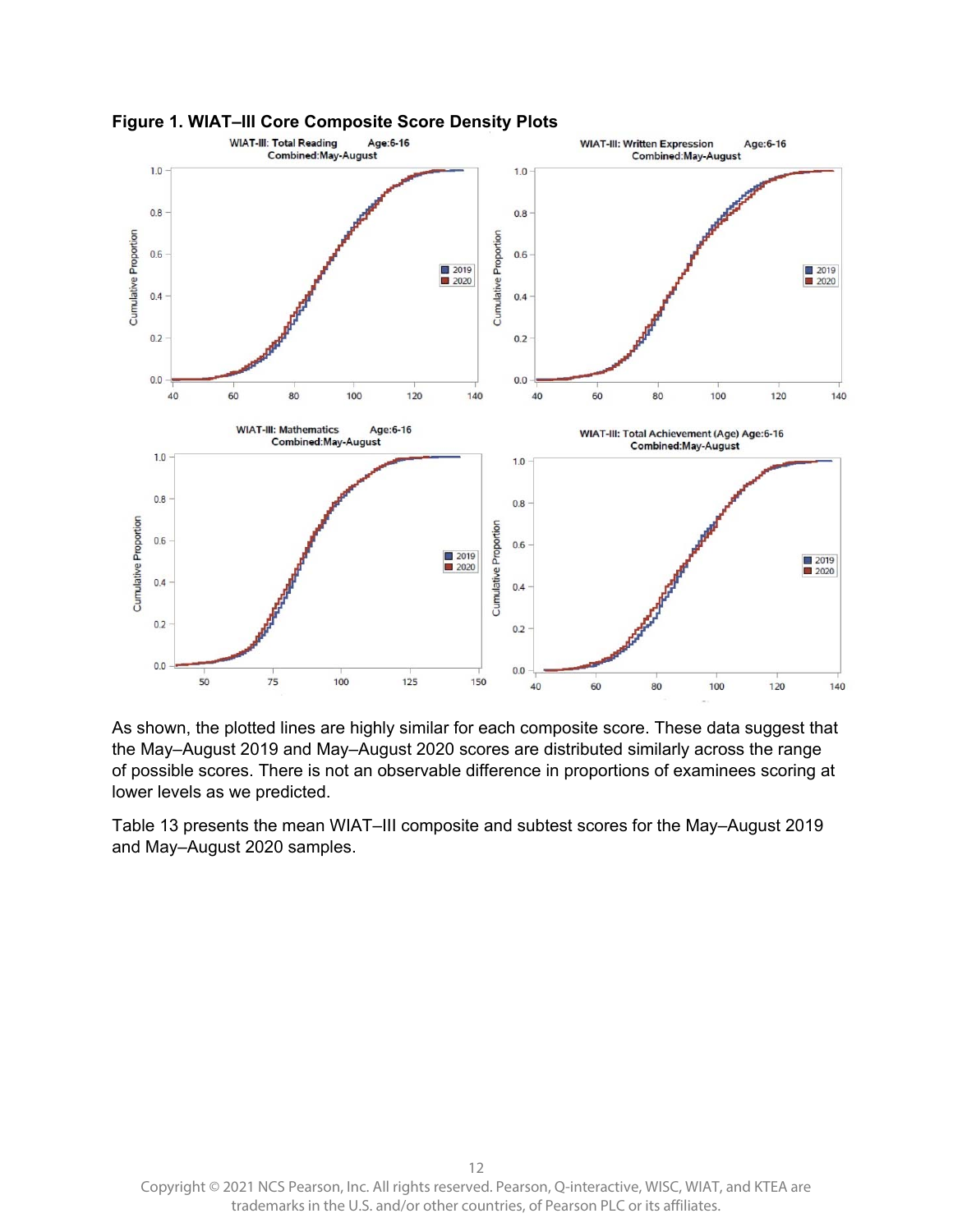**Figure 1. WIAT–III Core Composite Score Density Plots**

As shown, the plotted lines are highly similar for each composite score. These data suggest that the May–August 2019 and May–August 2020 scores are distributed similarly across the range of possible scores. There is not an observable difference in proportions of examinees scoring at lower levels as we predicted.

Table 13 presents the mean WIAT–III composite and subtest scores for the May–August 2019 and May–August 2020 samples.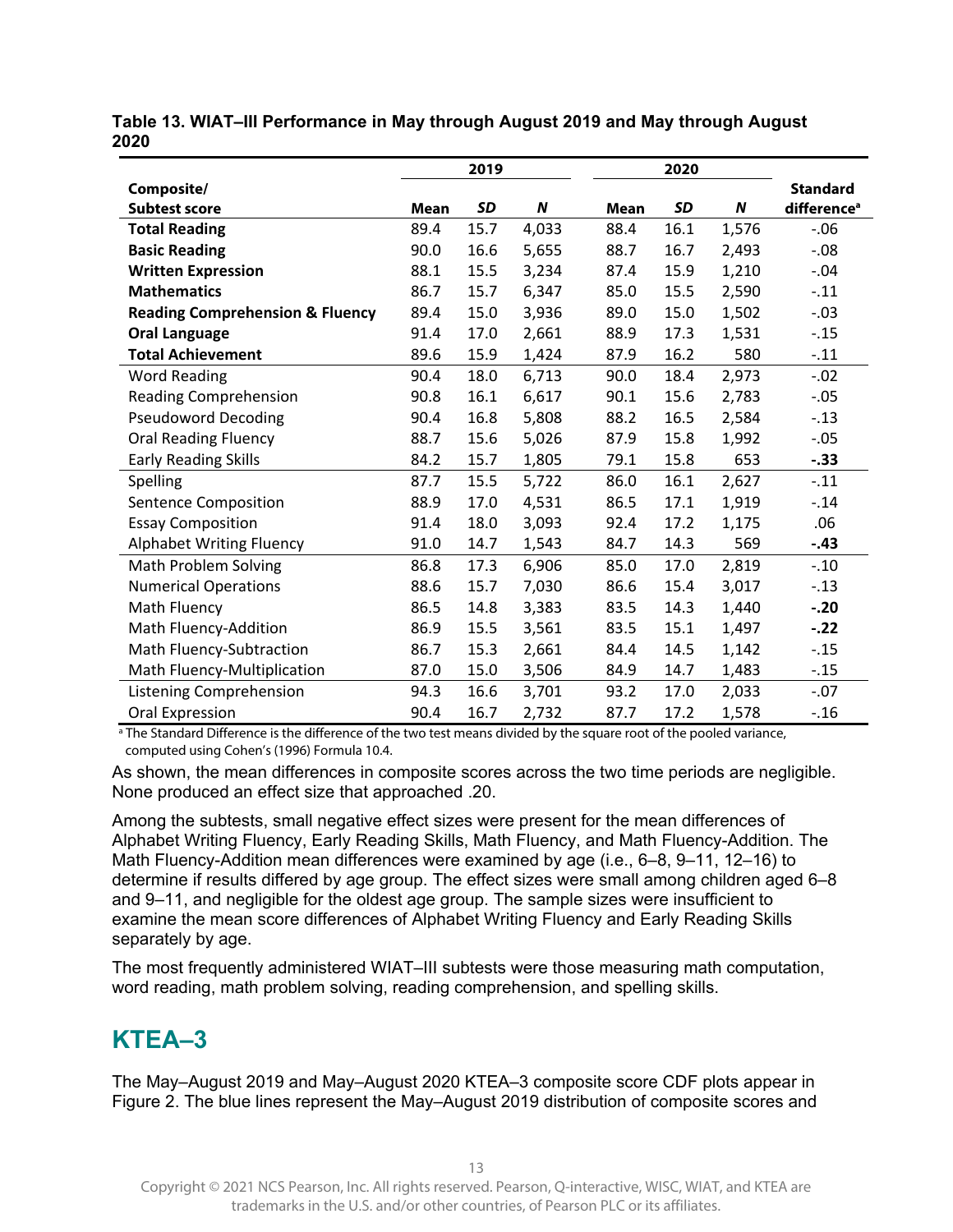**Table 13. WIAT–III Performance in May through August 2019 and May through August 2020**

| Composite/ Subtest score | 2019 | | | 2020 | | | Standard difference[a] |
|---|---|---|---|---|---|---|---|
| | Mean | *SD* | *N* | Mean | *SD* | *N* | |
| **Total Reading** | 89.4 | 15.7 | 4,033 | 88.4 | 16.1 | 1,576 | -.06 |
| **Basic Reading** | 90.0 | 16.6 | 5,655 | 88.7 | 16.7 | 2,493 | -.08 |
| **Written Expression** | 88.1 | 15.5 | 3,234 | 87.4 | 15.9 | 1,210 | -.04 |
| **Mathematics** | 86.7 | 15.7 | 6,347 | 85.0 | 15.5 | 2,590 | -.11 |
| **Reading Comprehension & Fluency** | 89.4 | 15.0 | 3,936 | 89.0 | 15.0 | 1,502 | -.03 |
| **Oral Language** | 91.4 | 17.0 | 2,661 | 88.9 | 17.3 | 1,531 | -.15 |
| **Total Achievement** | 89.6 | 15.9 | 1,424 | 87.9 | 16.2 | 580 | -.11 |
| Word Reading | 90.4 | 18.0 | 6,713 | 90.0 | 18.4 | 2,973 | -.02 |
| Reading Comprehension | 90.8 | 16.1 | 6,617 | 90.1 | 15.6 | 2,783 | -.05 |
| Pseudoword Decoding | 90.4 | 16.8 | 5,808 | 88.2 | 16.5 | 2,584 | -.13 |
| Oral Reading Fluency | 88.7 | 15.6 | 5,026 | 87.9 | 15.8 | 1,992 | -.05 |
| Early Reading Skills | 84.2 | 15.7 | 1,805 | 79.1 | 15.8 | 653 | **-.33** |
| Spelling | 87.7 | 15.5 | 5,722 | 86.0 | 16.1 | 2,627 | -.11 |
| Sentence Composition | 88.9 | 17.0 | 4,531 | 86.5 | 17.1 | 1,919 | -.14 |
| Essay Composition | 91.4 | 18.0 | 3,093 | 92.4 | 17.2 | 1,175 | .06 |
| Alphabet Writing Fluency | 91.0 | 14.7 | 1,543 | 84.7 | 14.3 | 569 | **-.43** |
| Math Problem Solving | 86.8 | 17.3 | 6,906 | 85.0 | 17.0 | 2,819 | -.10 |
| Numerical Operations | 88.6 | 15.7 | 7,030 | 86.6 | 15.4 | 3,017 | -.13 |
| Math Fluency | 86.5 | 14.8 | 3,383 | 83.5 | 14.3 | 1,440 | **-.20** |
| Math Fluency-Addition | 86.9 | 15.5 | 3,561 | 83.5 | 15.1 | 1,497 | **-.22** |
| Math Fluency-Subtraction | 86.7 | 15.3 | 2,661 | 84.4 | 14.5 | 1,142 | -.15 |
| Math Fluency-Multiplication | 87.0 | 15.0 | 3,506 | 84.9 | 14.7 | 1,483 | -.15 |
| Listening Comprehension | 94.3 | 16.6 | 3,701 | 93.2 | 17.0 | 2,033 | -.07 |
| Oral Expression | 90.4 | 16.7 | 2,732 | 87.7 | 17.2 | 1,578 | -.16 |

[a] The Standard Difference is the difference of the two test means divided by the square root of the pooled variance, computed using Cohen's (1996) Formula 10.4.

As shown, the mean differences in composite scores across the two time periods are negligible. None produced an effect size that approached .20.

Among the subtests, small negative effect sizes were present for the mean differences of Alphabet Writing Fluency, Early Reading Skills, Math Fluency, and Math Fluency-Addition. The Math Fluency-Addition mean differences were examined by age (i.e., 6–8, 9–11, 12–16) to determine if results differed by age group. The effect sizes were small among children aged 6–8 and 9–11, and negligible for the oldest age group. The sample sizes were insufficient to examine the mean score differences of Alphabet Writing Fluency and Early Reading Skills separately by age.

The most frequently administered WIAT–III subtests were those measuring math computation, word reading, math problem solving, reading comprehension, and spelling skills.

## KTEA–3

The May–August 2019 and May–August 2020 KTEA–3 composite score CDF plots appear in Figure 2. The blue lines represent the May–August 2019 distribution of composite scores and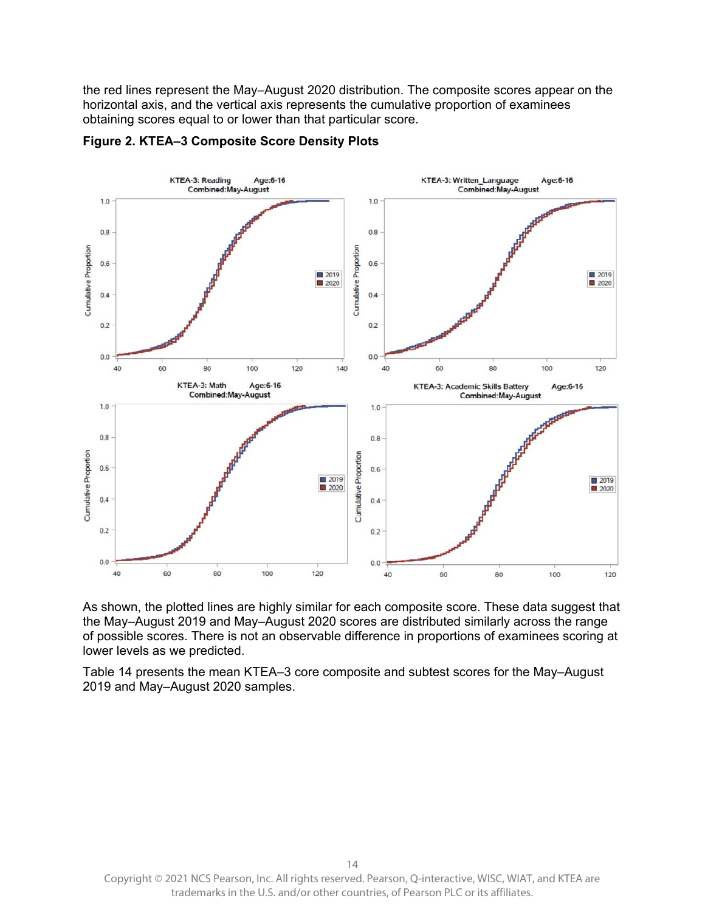the red lines represent the May–August 2020 distribution. The composite scores appear on the horizontal axis, and the vertical axis represents the cumulative proportion of examinees obtaining scores equal to or lower than that particular score.

**Figure 2. KTEA–3 Composite Score Density Plots**

As shown, the plotted lines are highly similar for each composite score. These data suggest that the May–August 2019 and May–August 2020 scores are distributed similarly across the range of possible scores. There is not an observable difference in proportions of examinees scoring at lower levels as we predicted.

Table 14 presents the mean KTEA–3 core composite and subtest scores for the May–August 2019 and May–August 2020 samples.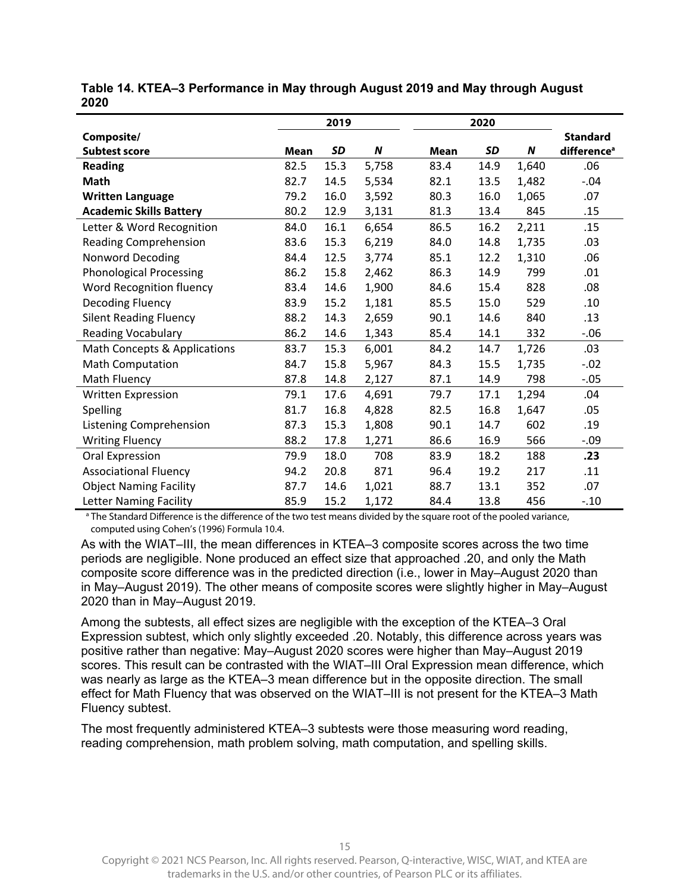**Table 14. KTEA–3 Performance in May through August 2019 and May through August 2020**

| Composite/ | 2019 | | | 2020 | | | Standard |
|---|---|---|---|---|---|---|---|
| Subtest score | Mean | *SD* | *N* | Mean | *SD* | *N* | difference[a] |
| **Reading** | 82.5 | 15.3 | 5,758 | 83.4 | 14.9 | 1,640 | .06 |
| **Math** | 82.7 | 14.5 | 5,534 | 82.1 | 13.5 | 1,482 | -.04 |
| **Written Language** | 79.2 | 16.0 | 3,592 | 80.3 | 16.0 | 1,065 | .07 |
| **Academic Skills Battery** | 80.2 | 12.9 | 3,131 | 81.3 | 13.4 | 845 | .15 |
| Letter & Word Recognition | 84.0 | 16.1 | 6,654 | 86.5 | 16.2 | 2,211 | .15 |
| Reading Comprehension | 83.6 | 15.3 | 6,219 | 84.0 | 14.8 | 1,735 | .03 |
| Nonword Decoding | 84.4 | 12.5 | 3,774 | 85.1 | 12.2 | 1,310 | .06 |
| Phonological Processing | 86.2 | 15.8 | 2,462 | 86.3 | 14.9 | 799 | .01 |
| Word Recognition fluency | 83.4 | 14.6 | 1,900 | 84.6 | 15.4 | 828 | .08 |
| Decoding Fluency | 83.9 | 15.2 | 1,181 | 85.5 | 15.0 | 529 | .10 |
| Silent Reading Fluency | 88.2 | 14.3 | 2,659 | 90.1 | 14.6 | 840 | .13 |
| Reading Vocabulary | 86.2 | 14.6 | 1,343 | 85.4 | 14.1 | 332 | -.06 |
| Math Concepts & Applications | 83.7 | 15.3 | 6,001 | 84.2 | 14.7 | 1,726 | .03 |
| Math Computation | 84.7 | 15.8 | 5,967 | 84.3 | 15.5 | 1,735 | -.02 |
| Math Fluency | 87.8 | 14.8 | 2,127 | 87.1 | 14.9 | 798 | -.05 |
| Written Expression | 79.1 | 17.6 | 4,691 | 79.7 | 17.1 | 1,294 | .04 |
| Spelling | 81.7 | 16.8 | 4,828 | 82.5 | 16.8 | 1,647 | .05 |
| Listening Comprehension | 87.3 | 15.3 | 1,808 | 90.1 | 14.7 | 602 | .19 |
| Writing Fluency | 88.2 | 17.8 | 1,271 | 86.6 | 16.9 | 566 | -.09 |
| Oral Expression | 79.9 | 18.0 | 708 | 83.9 | 18.2 | 188 | **.23** |
| Associational Fluency | 94.2 | 20.8 | 871 | 96.4 | 19.2 | 217 | .11 |
| Object Naming Facility | 87.7 | 14.6 | 1,021 | 88.7 | 13.1 | 352 | .07 |
| Letter Naming Facility | 85.9 | 15.2 | 1,172 | 84.4 | 13.8 | 456 | -.10 |

[a] The Standard Difference is the difference of the two test means divided by the square root of the pooled variance, computed using Cohen's (1996) Formula 10.4.

As with the WIAT–III, the mean differences in KTEA–3 composite scores across the two time periods are negligible. None produced an effect size that approached .20, and only the Math composite score difference was in the predicted direction (i.e., lower in May–August 2020 than in May–August 2019). The other means of composite scores were slightly higher in May–August 2020 than in May–August 2019.

Among the subtests, all effect sizes are negligible with the exception of the KTEA–3 Oral Expression subtest, which only slightly exceeded .20. Notably, this difference across years was positive rather than negative: May–August 2020 scores were higher than May–August 2019 scores. This result can be contrasted with the WIAT–III Oral Expression mean difference, which was nearly as large as the KTEA–3 mean difference but in the opposite direction. The small effect for Math Fluency that was observed on the WIAT–III is not present for the KTEA–3 Math Fluency subtest.

The most frequently administered KTEA–3 subtests were those measuring word reading, reading comprehension, math problem solving, math computation, and spelling skills.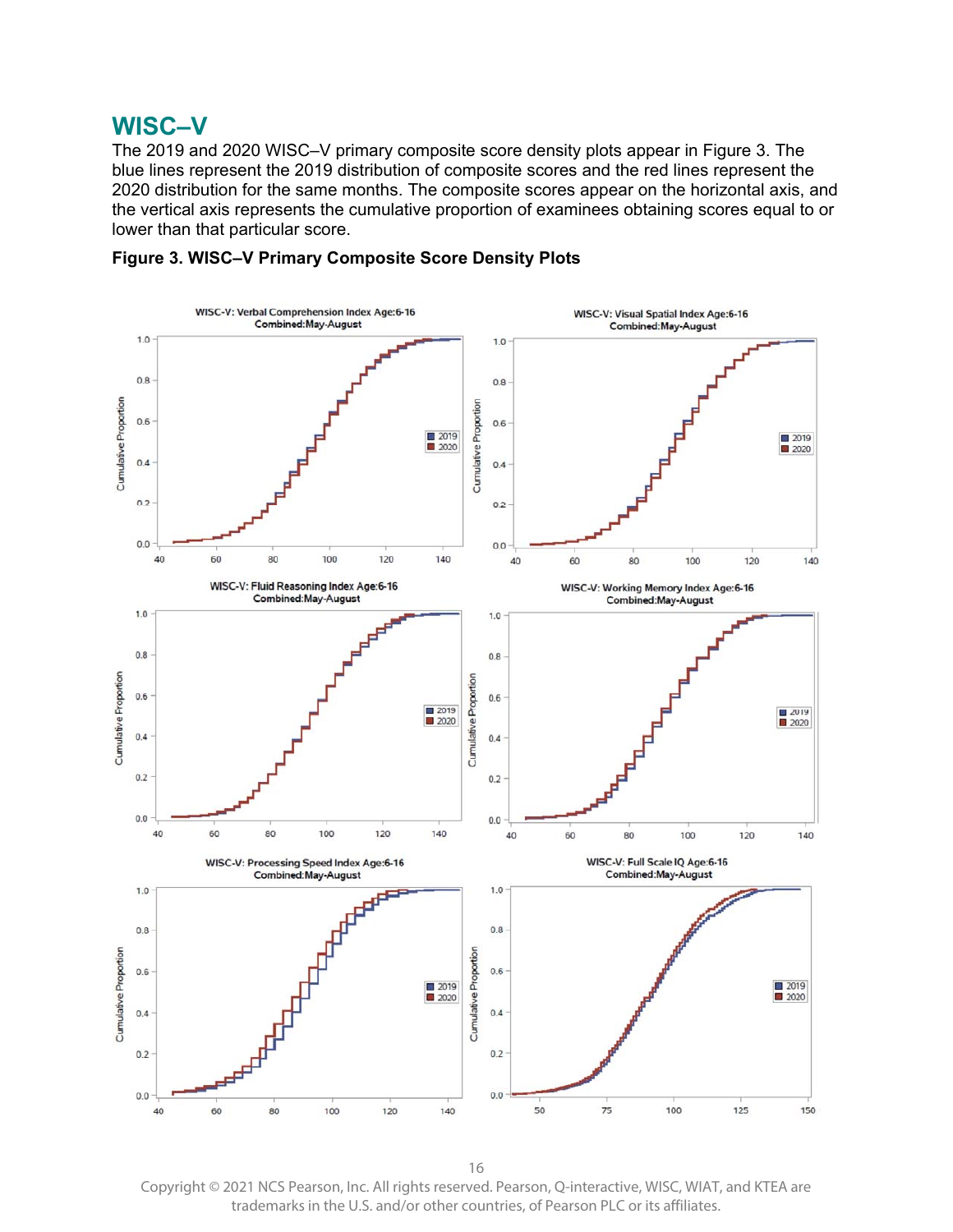## WISC–V

The 2019 and 2020 WISC–V primary composite score density plots appear in Figure 3. The blue lines represent the 2019 distribution of composite scores and the red lines represent the 2020 distribution for the same months. The composite scores appear on the horizontal axis, and the vertical axis represents the cumulative proportion of examinees obtaining scores equal to or lower than that particular score.

**Figure 3. WISC–V Primary Composite Score Density Plots**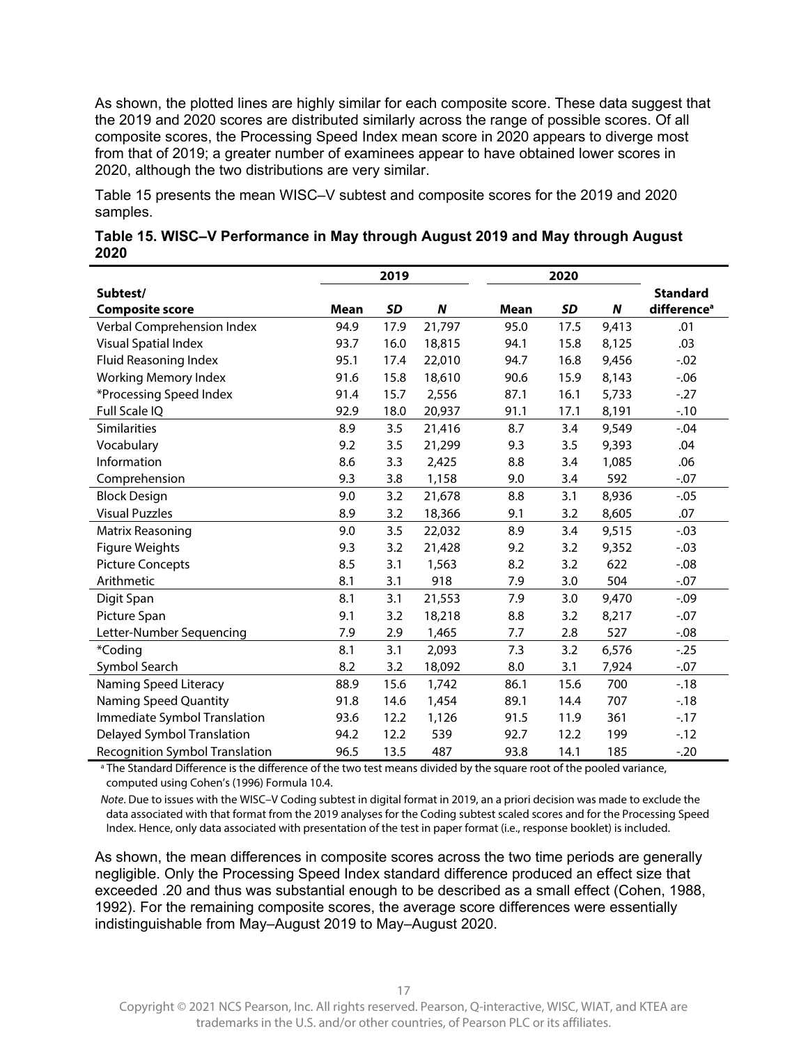As shown, the plotted lines are highly similar for each composite score. These data suggest that the 2019 and 2020 scores are distributed similarly across the range of possible scores. Of all composite scores, the Processing Speed Index mean score in 2020 appears to diverge most from that of 2019; a greater number of examinees appear to have obtained lower scores in 2020, although the two distributions are very similar.

Table 15 presents the mean WISC–V subtest and composite scores for the 2019 and 2020 samples.

**Table 15. WISC–V Performance in May through August 2019 and May through August 2020**

| Subtest/ Composite score | 2019 Mean | 2019 *SD* | 2019 *N* | 2020 Mean | 2020 *SD* | 2020 *N* | Standard difference[a] |
|---|---|---|---|---|---|---|---|
| Verbal Comprehension Index | 94.9 | 17.9 | 21,797 | 95.0 | 17.5 | 9,413 | .01 |
| Visual Spatial Index | 93.7 | 16.0 | 18,815 | 94.1 | 15.8 | 8,125 | .03 |
| Fluid Reasoning Index | 95.1 | 17.4 | 22,010 | 94.7 | 16.8 | 9,456 | -.02 |
| Working Memory Index | 91.6 | 15.8 | 18,610 | 90.6 | 15.9 | 8,143 | -.06 |
| *Processing Speed Index | 91.4 | 15.7 | 2,556 | 87.1 | 16.1 | 5,733 | -.27 |
| Full Scale IQ | 92.9 | 18.0 | 20,937 | 91.1 | 17.1 | 8,191 | -.10 |
| Similarities | 8.9 | 3.5 | 21,416 | 8.7 | 3.4 | 9,549 | -.04 |
| Vocabulary | 9.2 | 3.5 | 21,299 | 9.3 | 3.5 | 9,393 | .04 |
| Information | 8.6 | 3.3 | 2,425 | 8.8 | 3.4 | 1,085 | .06 |
| Comprehension | 9.3 | 3.8 | 1,158 | 9.0 | 3.4 | 592 | -.07 |
| Block Design | 9.0 | 3.2 | 21,678 | 8.8 | 3.1 | 8,936 | -.05 |
| Visual Puzzles | 8.9 | 3.2 | 18,366 | 9.1 | 3.2 | 8,605 | .07 |
| Matrix Reasoning | 9.0 | 3.5 | 22,032 | 8.9 | 3.4 | 9,515 | -.03 |
| Figure Weights | 9.3 | 3.2 | 21,428 | 9.2 | 3.2 | 9,352 | -.03 |
| Picture Concepts | 8.5 | 3.1 | 1,563 | 8.2 | 3.2 | 622 | -.08 |
| Arithmetic | 8.1 | 3.1 | 918 | 7.9 | 3.0 | 504 | -.07 |
| Digit Span | 8.1 | 3.1 | 21,553 | 7.9 | 3.0 | 9,470 | -.09 |
| Picture Span | 9.1 | 3.2 | 18,218 | 8.8 | 3.2 | 8,217 | -.07 |
| Letter-Number Sequencing | 7.9 | 2.9 | 1,465 | 7.7 | 2.8 | 527 | -.08 |
| *Coding | 8.1 | 3.1 | 2,093 | 7.3 | 3.2 | 6,576 | -.25 |
| Symbol Search | 8.2 | 3.2 | 18,092 | 8.0 | 3.1 | 7,924 | -.07 |
| Naming Speed Literacy | 88.9 | 15.6 | 1,742 | 86.1 | 15.6 | 700 | -.18 |
| Naming Speed Quantity | 91.8 | 14.6 | 1,454 | 89.1 | 14.4 | 707 | -.18 |
| Immediate Symbol Translation | 93.6 | 12.2 | 1,126 | 91.5 | 11.9 | 361 | -.17 |
| Delayed Symbol Translation | 94.2 | 12.2 | 539 | 92.7 | 12.2 | 199 | -.12 |
| Recognition Symbol Translation | 96.5 | 13.5 | 487 | 93.8 | 14.1 | 185 | -.20 |

[a] The Standard Difference is the difference of the two test means divided by the square root of the pooled variance, computed using Cohen's (1996) Formula 10.4.

*Note*. Due to issues with the WISC–V Coding subtest in digital format in 2019, an a priori decision was made to exclude the data associated with that format from the 2019 analyses for the Coding subtest scaled scores and for the Processing Speed Index. Hence, only data associated with presentation of the test in paper format (i.e., response booklet) is included.

As shown, the mean differences in composite scores across the two time periods are generally negligible. Only the Processing Speed Index standard difference produced an effect size that exceeded .20 and thus was substantial enough to be described as a small effect (Cohen, 1988, 1992). For the remaining composite scores, the average score differences were essentially indistinguishable from May–August 2019 to May–August 2020.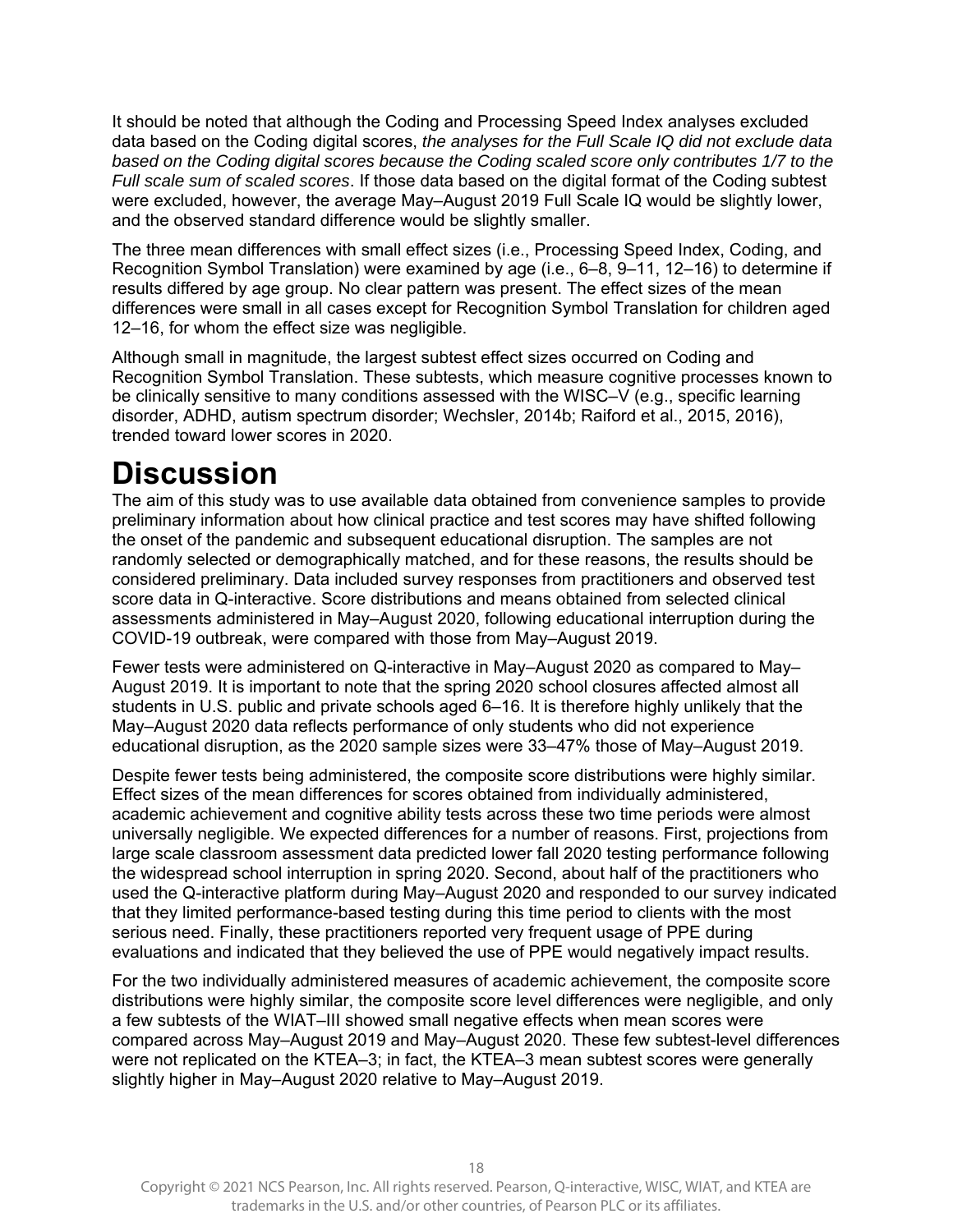It should be noted that although the Coding and Processing Speed Index analyses excluded data based on the Coding digital scores, *the analyses for the Full Scale IQ did not exclude data based on the Coding digital scores because the Coding scaled score only contributes 1/7 to the Full scale sum of scaled scores*. If those data based on the digital format of the Coding subtest were excluded, however, the average May–August 2019 Full Scale IQ would be slightly lower, and the observed standard difference would be slightly smaller.

The three mean differences with small effect sizes (i.e., Processing Speed Index, Coding, and Recognition Symbol Translation) were examined by age (i.e., 6–8, 9–11, 12–16) to determine if results differed by age group. No clear pattern was present. The effect sizes of the mean differences were small in all cases except for Recognition Symbol Translation for children aged 12–16, for whom the effect size was negligible.

Although small in magnitude, the largest subtest effect sizes occurred on Coding and Recognition Symbol Translation. These subtests, which measure cognitive processes known to be clinically sensitive to many conditions assessed with the WISC–V (e.g., specific learning disorder, ADHD, autism spectrum disorder; Wechsler, 2014b; Raiford et al., 2015, 2016), trended toward lower scores in 2020.

# Discussion

The aim of this study was to use available data obtained from convenience samples to provide preliminary information about how clinical practice and test scores may have shifted following the onset of the pandemic and subsequent educational disruption. The samples are not randomly selected or demographically matched, and for these reasons, the results should be considered preliminary. Data included survey responses from practitioners and observed test score data in Q-interactive. Score distributions and means obtained from selected clinical assessments administered in May–August 2020, following educational interruption during the COVID-19 outbreak, were compared with those from May–August 2019.

Fewer tests were administered on Q-interactive in May–August 2020 as compared to May–August 2019. It is important to note that the spring 2020 school closures affected almost all students in U.S. public and private schools aged 6–16. It is therefore highly unlikely that the May–August 2020 data reflects performance of only students who did not experience educational disruption, as the 2020 sample sizes were 33–47% those of May–August 2019.

Despite fewer tests being administered, the composite score distributions were highly similar. Effect sizes of the mean differences for scores obtained from individually administered, academic achievement and cognitive ability tests across these two time periods were almost universally negligible. We expected differences for a number of reasons. First, projections from large scale classroom assessment data predicted lower fall 2020 testing performance following the widespread school interruption in spring 2020. Second, about half of the practitioners who used the Q-interactive platform during May–August 2020 and responded to our survey indicated that they limited performance-based testing during this time period to clients with the most serious need. Finally, these practitioners reported very frequent usage of PPE during evaluations and indicated that they believed the use of PPE would negatively impact results.

For the two individually administered measures of academic achievement, the composite score distributions were highly similar, the composite score level differences were negligible, and only a few subtests of the WIAT–III showed small negative effects when mean scores were compared across May–August 2019 and May–August 2020. These few subtest-level differences were not replicated on the KTEA–3; in fact, the KTEA–3 mean subtest scores were generally slightly higher in May–August 2020 relative to May–August 2019.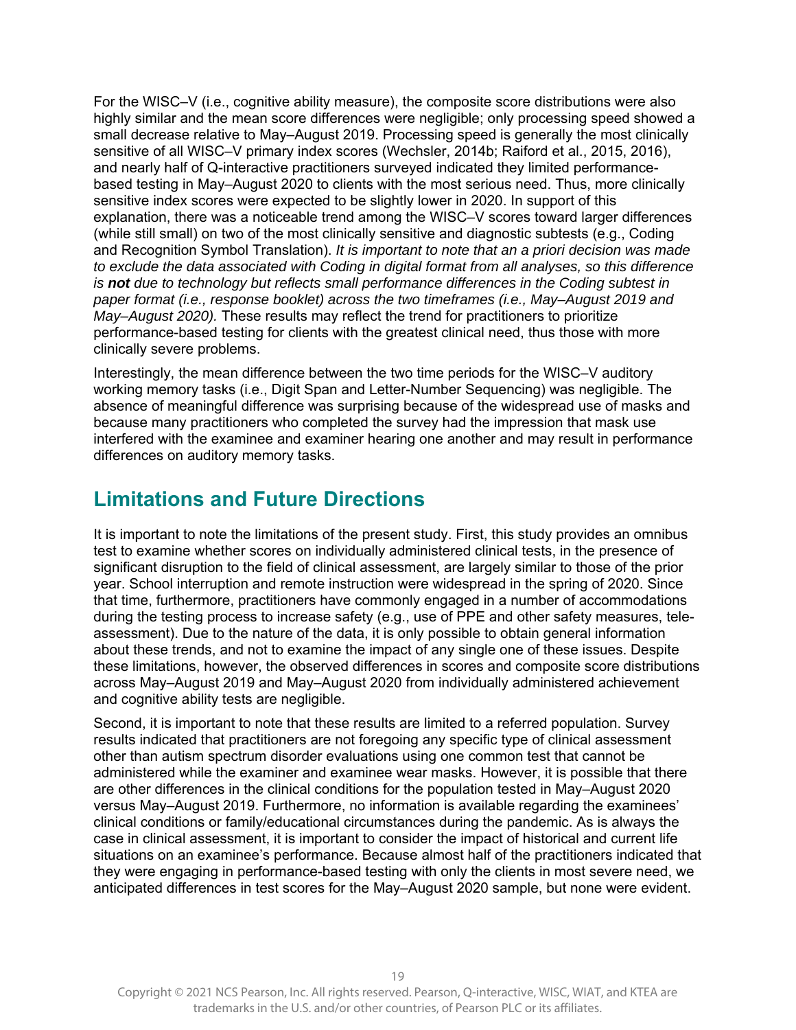For the WISC–V (i.e., cognitive ability measure), the composite score distributions were also highly similar and the mean score differences were negligible; only processing speed showed a small decrease relative to May–August 2019. Processing speed is generally the most clinically sensitive of all WISC–V primary index scores (Wechsler, 2014b; Raiford et al., 2015, 2016), and nearly half of Q-interactive practitioners surveyed indicated they limited performance-based testing in May–August 2020 to clients with the most serious need. Thus, more clinically sensitive index scores were expected to be slightly lower in 2020. In support of this explanation, there was a noticeable trend among the WISC–V scores toward larger differences (while still small) on two of the most clinically sensitive and diagnostic subtests (e.g., Coding and Recognition Symbol Translation). *It is important to note that an a priori decision was made to exclude the data associated with Coding in digital format from all analyses, so this difference is* ***not*** *due to technology but reflects small performance differences in the Coding subtest in paper format (i.e., response booklet) across the two timeframes (i.e., May–August 2019 and May–August 2020).* These results may reflect the trend for practitioners to prioritize performance-based testing for clients with the greatest clinical need, thus those with more clinically severe problems.

Interestingly, the mean difference between the two time periods for the WISC–V auditory working memory tasks (i.e., Digit Span and Letter-Number Sequencing) was negligible. The absence of meaningful difference was surprising because of the widespread use of masks and because many practitioners who completed the survey had the impression that mask use interfered with the examinee and examiner hearing one another and may result in performance differences on auditory memory tasks.

## Limitations and Future Directions

It is important to note the limitations of the present study. First, this study provides an omnibus test to examine whether scores on individually administered clinical tests, in the presence of significant disruption to the field of clinical assessment, are largely similar to those of the prior year. School interruption and remote instruction were widespread in the spring of 2020. Since that time, furthermore, practitioners have commonly engaged in a number of accommodations during the testing process to increase safety (e.g., use of PPE and other safety measures, tele-assessment). Due to the nature of the data, it is only possible to obtain general information about these trends, and not to examine the impact of any single one of these issues. Despite these limitations, however, the observed differences in scores and composite score distributions across May–August 2019 and May–August 2020 from individually administered achievement and cognitive ability tests are negligible.

Second, it is important to note that these results are limited to a referred population. Survey results indicated that practitioners are not foregoing any specific type of clinical assessment other than autism spectrum disorder evaluations using one common test that cannot be administered while the examiner and examinee wear masks. However, it is possible that there are other differences in the clinical conditions for the population tested in May–August 2020 versus May–August 2019. Furthermore, no information is available regarding the examinees' clinical conditions or family/educational circumstances during the pandemic. As is always the case in clinical assessment, it is important to consider the impact of historical and current life situations on an examinee's performance. Because almost half of the practitioners indicated that they were engaging in performance-based testing with only the clients in most severe need, we anticipated differences in test scores for the May–August 2020 sample, but none were evident.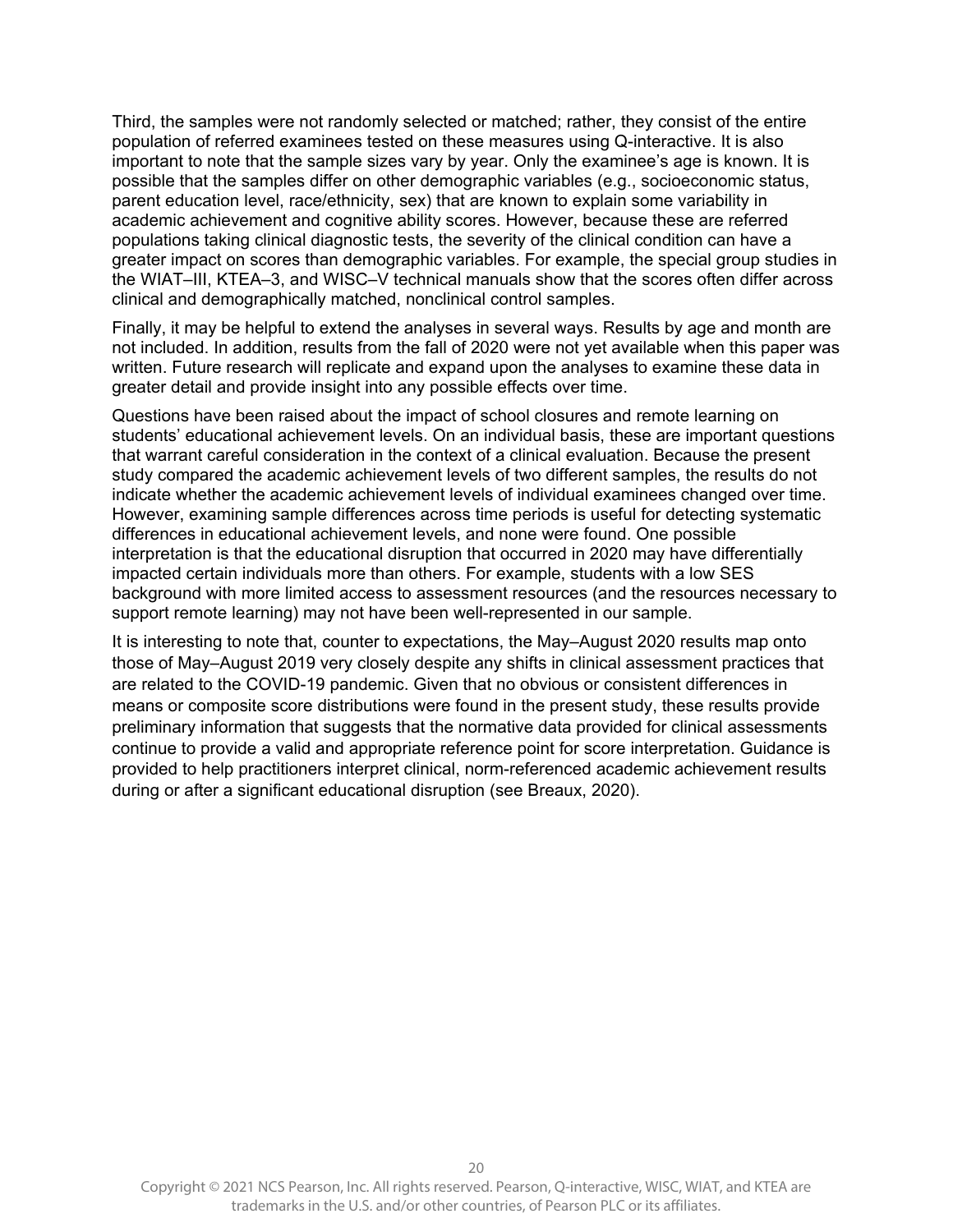Third, the samples were not randomly selected or matched; rather, they consist of the entire population of referred examinees tested on these measures using Q-interactive. It is also important to note that the sample sizes vary by year. Only the examinee's age is known. It is possible that the samples differ on other demographic variables (e.g., socioeconomic status, parent education level, race/ethnicity, sex) that are known to explain some variability in academic achievement and cognitive ability scores. However, because these are referred populations taking clinical diagnostic tests, the severity of the clinical condition can have a greater impact on scores than demographic variables. For example, the special group studies in the WIAT–III, KTEA–3, and WISC–V technical manuals show that the scores often differ across clinical and demographically matched, nonclinical control samples.

Finally, it may be helpful to extend the analyses in several ways. Results by age and month are not included. In addition, results from the fall of 2020 were not yet available when this paper was written. Future research will replicate and expand upon the analyses to examine these data in greater detail and provide insight into any possible effects over time.

Questions have been raised about the impact of school closures and remote learning on students' educational achievement levels. On an individual basis, these are important questions that warrant careful consideration in the context of a clinical evaluation. Because the present study compared the academic achievement levels of two different samples, the results do not indicate whether the academic achievement levels of individual examinees changed over time. However, examining sample differences across time periods is useful for detecting systematic differences in educational achievement levels, and none were found. One possible interpretation is that the educational disruption that occurred in 2020 may have differentially impacted certain individuals more than others. For example, students with a low SES background with more limited access to assessment resources (and the resources necessary to support remote learning) may not have been well-represented in our sample.

It is interesting to note that, counter to expectations, the May–August 2020 results map onto those of May–August 2019 very closely despite any shifts in clinical assessment practices that are related to the COVID-19 pandemic. Given that no obvious or consistent differences in means or composite score distributions were found in the present study, these results provide preliminary information that suggests that the normative data provided for clinical assessments continue to provide a valid and appropriate reference point for score interpretation. Guidance is provided to help practitioners interpret clinical, norm-referenced academic achievement results during or after a significant educational disruption (see Breaux, 2020).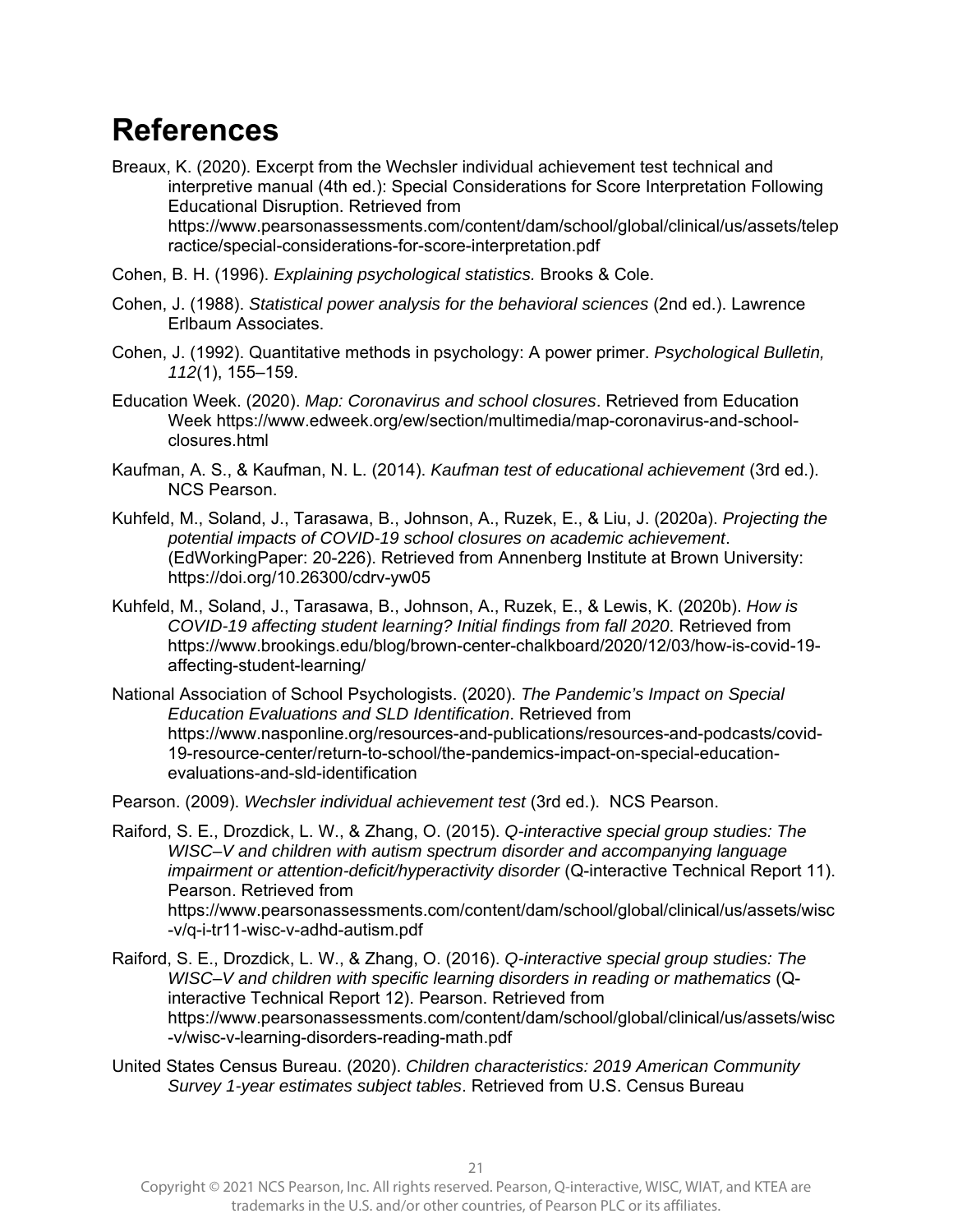# References

Breaux, K. (2020). Excerpt from the Wechsler individual achievement test technical and interpretive manual (4th ed.): Special Considerations for Score Interpretation Following Educational Disruption. Retrieved from https://www.pearsonassessments.com/content/dam/school/global/clinical/us/assets/telepractice/special-considerations-for-score-interpretation.pdf

Cohen, B. H. (1996). *Explaining psychological statistics.* Brooks & Cole.

Cohen, J. (1988). *Statistical power analysis for the behavioral sciences* (2nd ed.). Lawrence Erlbaum Associates.

Cohen, J. (1992). Quantitative methods in psychology: A power primer. *Psychological Bulletin, 112*(1), 155–159.

Education Week. (2020). *Map: Coronavirus and school closures*. Retrieved from Education Week https://www.edweek.org/ew/section/multimedia/map-coronavirus-and-school-closures.html

Kaufman, A. S., & Kaufman, N. L. (2014). *Kaufman test of educational achievement* (3rd ed.). NCS Pearson.

Kuhfeld, M., Soland, J., Tarasawa, B., Johnson, A., Ruzek, E., & Liu, J. (2020a). *Projecting the potential impacts of COVID-19 school closures on academic achievement*. (EdWorkingPaper: 20-226). Retrieved from Annenberg Institute at Brown University: https://doi.org/10.26300/cdrv-yw05

Kuhfeld, M., Soland, J., Tarasawa, B., Johnson, A., Ruzek, E., & Lewis, K. (2020b). *How is COVID-19 affecting student learning? Initial findings from fall 2020*. Retrieved from https://www.brookings.edu/blog/brown-center-chalkboard/2020/12/03/how-is-covid-19-affecting-student-learning/

National Association of School Psychologists. (2020). *The Pandemic's Impact on Special Education Evaluations and SLD Identification*. Retrieved from https://www.nasponline.org/resources-and-publications/resources-and-podcasts/covid-19-resource-center/return-to-school/the-pandemics-impact-on-special-education-evaluations-and-sld-identification

Pearson. (2009). *Wechsler individual achievement test* (3rd ed.). NCS Pearson.

Raiford, S. E., Drozdick, L. W., & Zhang, O. (2015). *Q-interactive special group studies: The WISC–V and children with autism spectrum disorder and accompanying language impairment or attention-deficit/hyperactivity disorder* (Q-interactive Technical Report 11). Pearson. Retrieved from https://www.pearsonassessments.com/content/dam/school/global/clinical/us/assets/wisc-v/q-i-tr11-wisc-v-adhd-autism.pdf

Raiford, S. E., Drozdick, L. W., & Zhang, O. (2016). *Q-interactive special group studies: The WISC–V and children with specific learning disorders in reading or mathematics* (Q-interactive Technical Report 12). Pearson. Retrieved from https://www.pearsonassessments.com/content/dam/school/global/clinical/us/assets/wisc-v/wisc-v-learning-disorders-reading-math.pdf

United States Census Bureau. (2020). *Children characteristics: 2019 American Community Survey 1-year estimates subject tables*. Retrieved from U.S. Census Bureau

Copyright © 2021 NCS Pearson, Inc. All rights reserved. Pearson, Q-interactive, WISC, WIAT, and KTEA are trademarks in the U.S. and/or other countries, of Pearson PLC or its affiliates.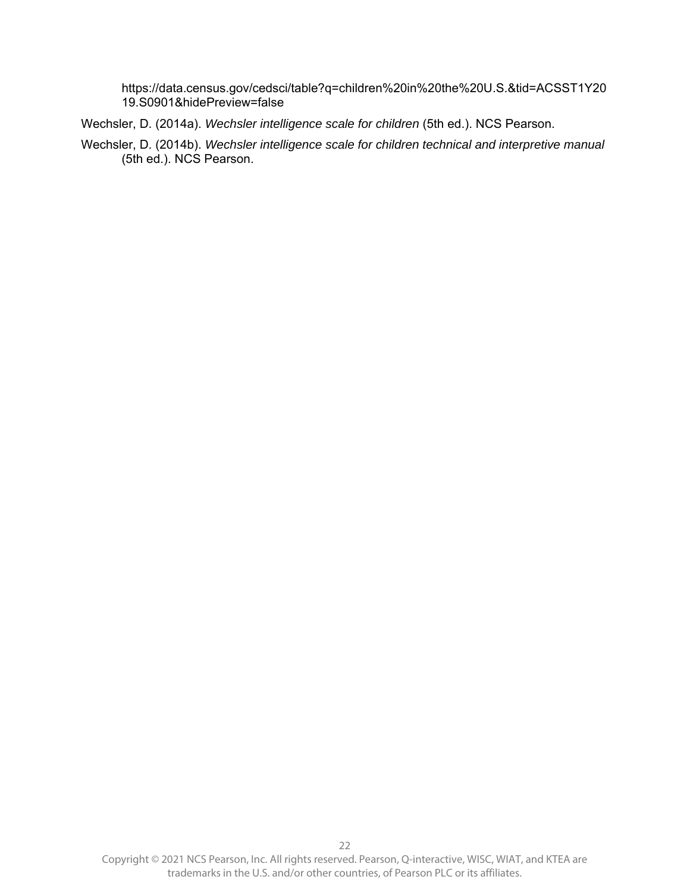https://data.census.gov/cedsci/table?q=children%20in%20the%20U.S.&tid=ACSST1Y2019.S0901&hidePreview=false

Wechsler, D. (2014a). *Wechsler intelligence scale for children* (5th ed.). NCS Pearson.

Wechsler, D. (2014b). *Wechsler intelligence scale for children technical and interpretive manual* (5th ed.). NCS Pearson.